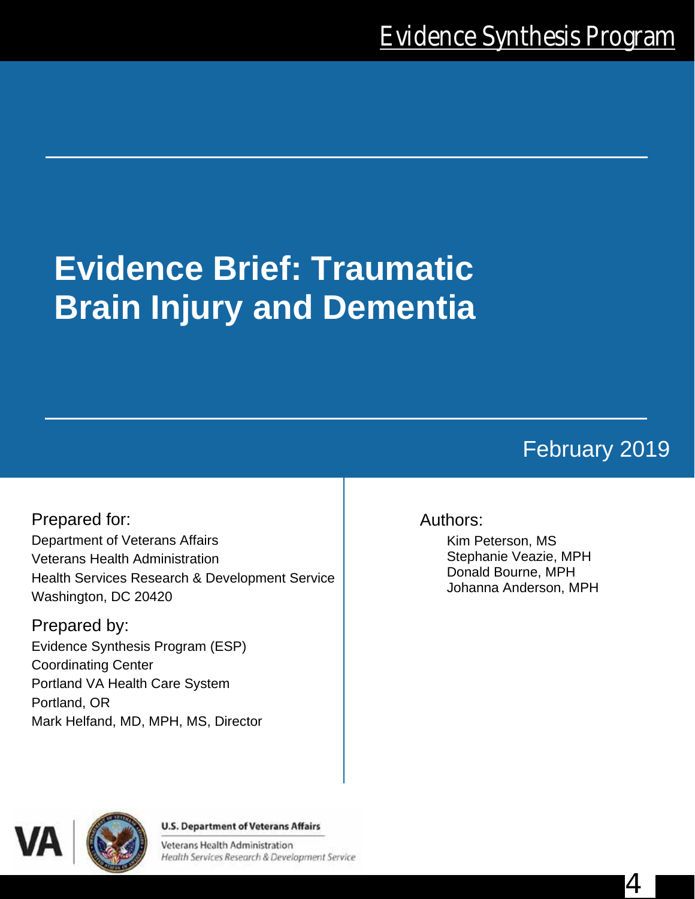Evidence Synthesis Program

# Evidence Brief: Traumatic Brain Injury and Dementia

February 2019

Prepared for:

Department of Veterans Affairs
Veterans Health Administration
Health Services Research & Development Service
Washington, DC 20420

Prepared by:

Evidence Synthesis Program (ESP)
Coordinating Center
Portland VA Health Care System
Portland, OR
Mark Helfand, MD, MPH, MS, Director

Authors:

Kim Peterson, MS
Stephanie Veazie, MPH
Donald Bourne, MPH
Johanna Anderson, MPH

U.S. Department of Veterans Affairs
Veterans Health Administration
*Health Services Research & Development Service*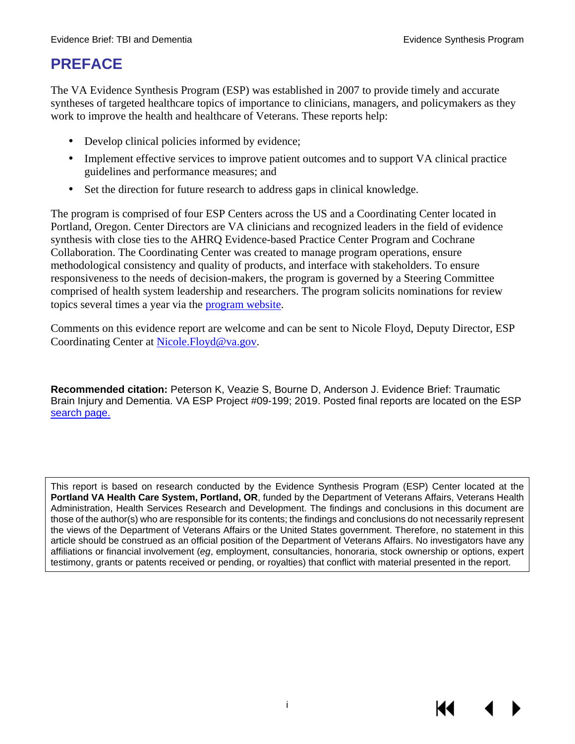# PREFACE

The VA Evidence Synthesis Program (ESP) was established in 2007 to provide timely and accurate syntheses of targeted healthcare topics of importance to clinicians, managers, and policymakers as they work to improve the health and healthcare of Veterans. These reports help:

- Develop clinical policies informed by evidence;
- Implement effective services to improve patient outcomes and to support VA clinical practice guidelines and performance measures; and
- Set the direction for future research to address gaps in clinical knowledge.

The program is comprised of four ESP Centers across the US and a Coordinating Center located in Portland, Oregon. Center Directors are VA clinicians and recognized leaders in the field of evidence synthesis with close ties to the AHRQ Evidence-based Practice Center Program and Cochrane Collaboration. The Coordinating Center was created to manage program operations, ensure methodological consistency and quality of products, and interface with stakeholders. To ensure responsiveness to the needs of decision-makers, the program is governed by a Steering Committee comprised of health system leadership and researchers. The program solicits nominations for review topics several times a year via the program website.

Comments on this evidence report are welcome and can be sent to Nicole Floyd, Deputy Director, ESP Coordinating Center at Nicole.Floyd@va.gov.

**Recommended citation:** Peterson K, Veazie S, Bourne D, Anderson J. Evidence Brief: Traumatic Brain Injury and Dementia. VA ESP Project #09-199; 2019. Posted final reports are located on the ESP search page.

This report is based on research conducted by the Evidence Synthesis Program (ESP) Center located at the **Portland VA Health Care System, Portland, OR**, funded by the Department of Veterans Affairs, Veterans Health Administration, Health Services Research and Development. The findings and conclusions in this document are those of the author(s) who are responsible for its contents; the findings and conclusions do not necessarily represent the views of the Department of Veterans Affairs or the United States government. Therefore, no statement in this article should be construed as an official position of the Department of Veterans Affairs. No investigators have any affiliations or financial involvement (*eg*, employment, consultancies, honoraria, stock ownership or options, expert testimony, grants or patents received or pending, or royalties) that conflict with material presented in the report.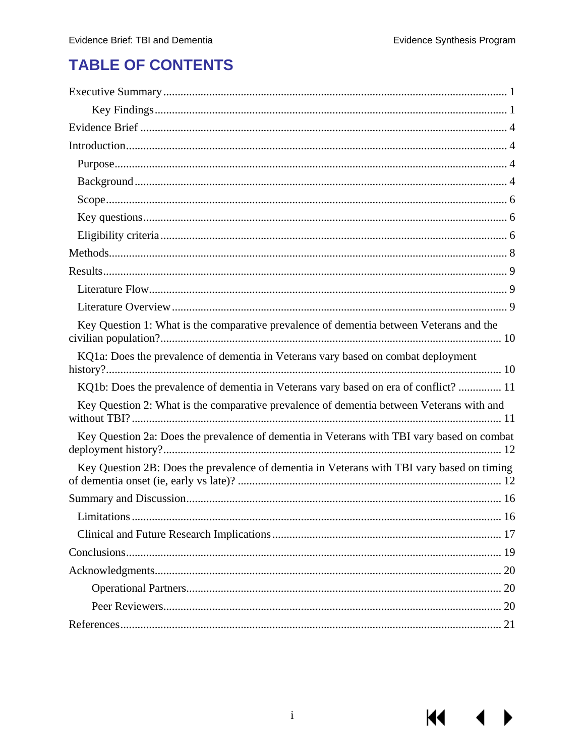# TABLE OF CONTENTS

Executive Summary ..... 1

Key Findings ..... 1

Evidence Brief ..... 4

Introduction ..... 4

Purpose ..... 4

Background ..... 4

Scope ..... 6

Key questions ..... 6

Eligibility criteria ..... 6

Methods ..... 8

Results ..... 9

Literature Flow ..... 9

Literature Overview ..... 9

Key Question 1: What is the comparative prevalence of dementia between Veterans and the civilian population? ..... 10

KQ1a: Does the prevalence of dementia in Veterans vary based on combat deployment history? ..... 10

KQ1b: Does the prevalence of dementia in Veterans vary based on era of conflict? ..... 11

Key Question 2: What is the comparative prevalence of dementia between Veterans with and without TBI? ..... 11

Key Question 2a: Does the prevalence of dementia in Veterans with TBI vary based on combat deployment history? ..... 12

Key Question 2B: Does the prevalence of dementia in Veterans with TBI vary based on timing of dementia onset (ie, early vs late)? ..... 12

Summary and Discussion ..... 16

Limitations ..... 16

Clinical and Future Research Implications ..... 17

Conclusions ..... 19

Acknowledgments ..... 20

Operational Partners ..... 20

Peer Reviewers ..... 20

References ..... 21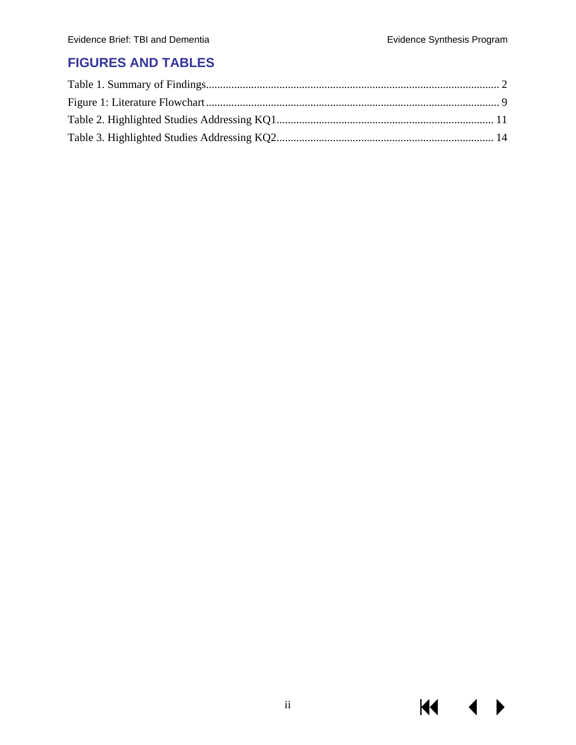## FIGURES AND TABLES

Table 1. Summary of Findings........................................................................................................ 2

Figure 1: Literature Flowchart ........................................................................................................ 9

Table 2. Highlighted Studies Addressing KQ1............................................................................. 11

Table 3. Highlighted Studies Addressing KQ2............................................................................. 14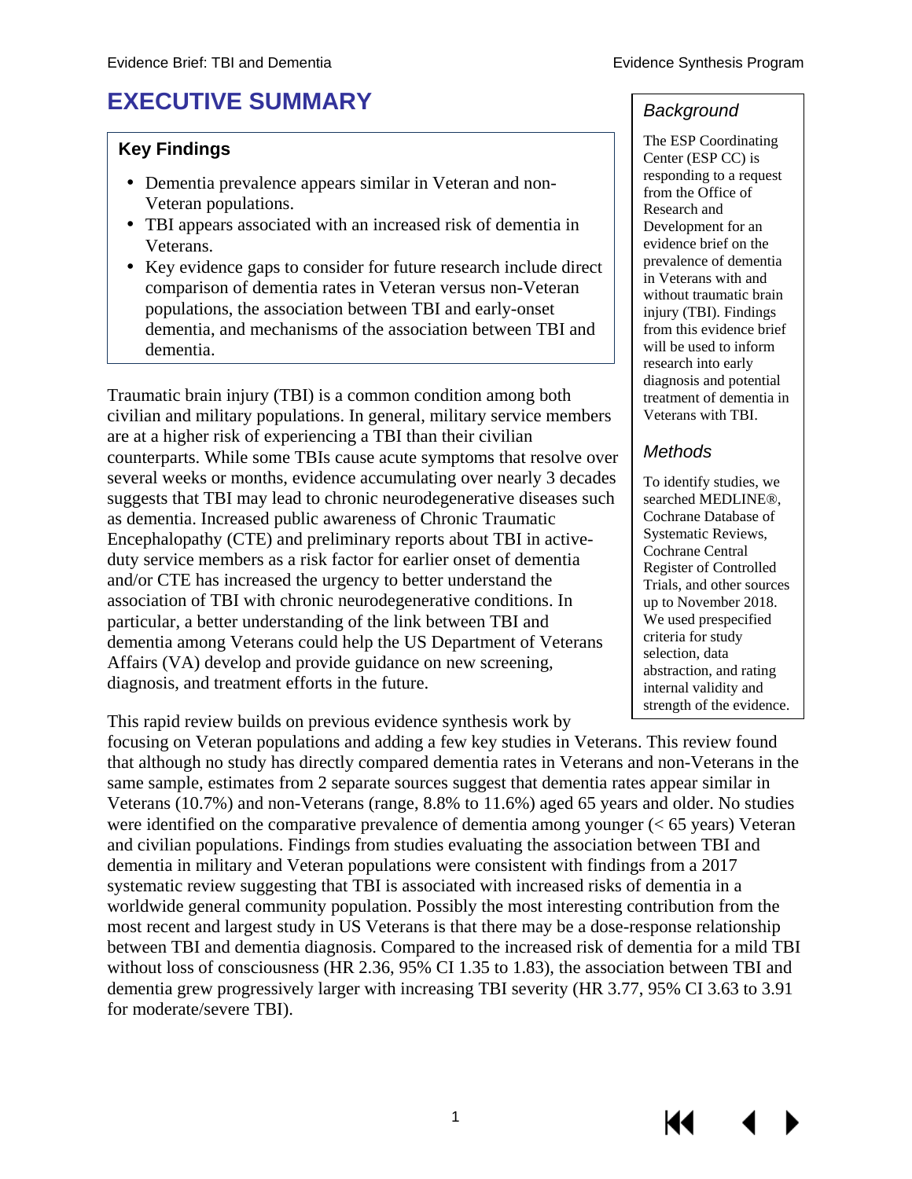# EXECUTIVE SUMMARY

### Key Findings

- Dementia prevalence appears similar in Veteran and non-Veteran populations.
- TBI appears associated with an increased risk of dementia in Veterans.
- Key evidence gaps to consider for future research include direct comparison of dementia rates in Veteran versus non-Veteran populations, the association between TBI and early-onset dementia, and mechanisms of the association between TBI and dementia.

### *Background*

The ESP Coordinating Center (ESP CC) is responding to a request from the Office of Research and Development for an evidence brief on the prevalence of dementia in Veterans with and without traumatic brain injury (TBI). Findings from this evidence brief will be used to inform research into early diagnosis and potential treatment of dementia in Veterans with TBI.

### *Methods*

To identify studies, we searched MEDLINE®, Cochrane Database of Systematic Reviews, Cochrane Central Register of Controlled Trials, and other sources up to November 2018. We used prespecified criteria for study selection, data abstraction, and rating internal validity and strength of the evidence.

Traumatic brain injury (TBI) is a common condition among both civilian and military populations. In general, military service members are at a higher risk of experiencing a TBI than their civilian counterparts. While some TBIs cause acute symptoms that resolve over several weeks or months, evidence accumulating over nearly 3 decades suggests that TBI may lead to chronic neurodegenerative diseases such as dementia. Increased public awareness of Chronic Traumatic Encephalopathy (CTE) and preliminary reports about TBI in active-duty service members as a risk factor for earlier onset of dementia and/or CTE has increased the urgency to better understand the association of TBI with chronic neurodegenerative conditions. In particular, a better understanding of the link between TBI and dementia among Veterans could help the US Department of Veterans Affairs (VA) develop and provide guidance on new screening, diagnosis, and treatment efforts in the future.

This rapid review builds on previous evidence synthesis work by focusing on Veteran populations and adding a few key studies in Veterans. This review found that although no study has directly compared dementia rates in Veterans and non-Veterans in the same sample, estimates from 2 separate sources suggest that dementia rates appear similar in Veterans (10.7%) and non-Veterans (range, 8.8% to 11.6%) aged 65 years and older. No studies were identified on the comparative prevalence of dementia among younger (< 65 years) Veteran and civilian populations. Findings from studies evaluating the association between TBI and dementia in military and Veteran populations were consistent with findings from a 2017 systematic review suggesting that TBI is associated with increased risks of dementia in a worldwide general community population. Possibly the most interesting contribution from the most recent and largest study in US Veterans is that there may be a dose-response relationship between TBI and dementia diagnosis. Compared to the increased risk of dementia for a mild TBI without loss of consciousness (HR 2.36, 95% CI 1.35 to 1.83), the association between TBI and dementia grew progressively larger with increasing TBI severity (HR 3.77, 95% CI 3.63 to 3.91 for moderate/severe TBI).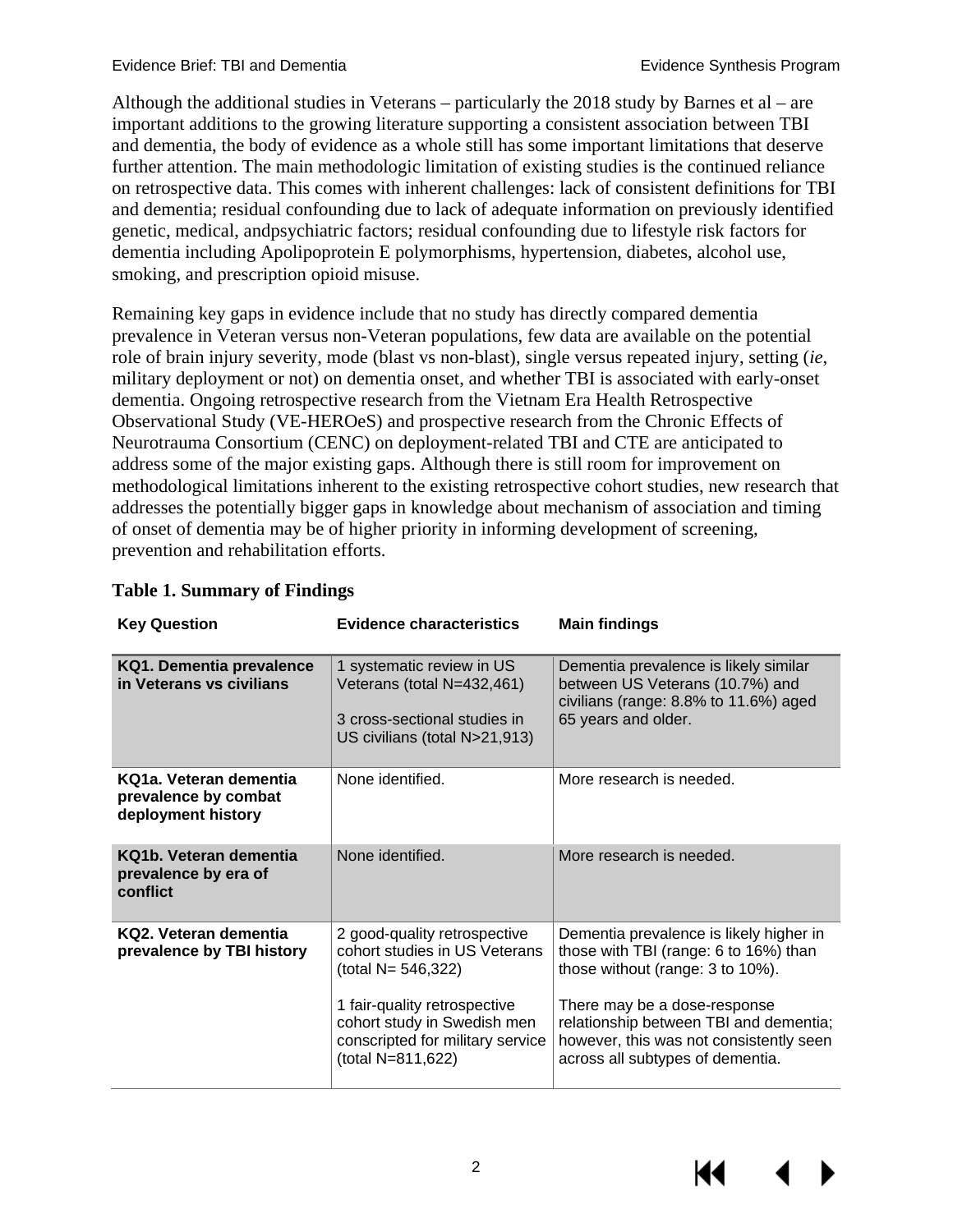Although the additional studies in Veterans – particularly the 2018 study by Barnes et al – are important additions to the growing literature supporting a consistent association between TBI and dementia, the body of evidence as a whole still has some important limitations that deserve further attention. The main methodologic limitation of existing studies is the continued reliance on retrospective data. This comes with inherent challenges: lack of consistent definitions for TBI and dementia; residual confounding due to lack of adequate information on previously identified genetic, medical, andpsychiatric factors; residual confounding due to lifestyle risk factors for dementia including Apolipoprotein E polymorphisms, hypertension, diabetes, alcohol use, smoking, and prescription opioid misuse.

Remaining key gaps in evidence include that no study has directly compared dementia prevalence in Veteran versus non-Veteran populations, few data are available on the potential role of brain injury severity, mode (blast vs non-blast), single versus repeated injury, setting (*ie*, military deployment or not) on dementia onset, and whether TBI is associated with early-onset dementia. Ongoing retrospective research from the Vietnam Era Health Retrospective Observational Study (VE-HEROeS) and prospective research from the Chronic Effects of Neurotrauma Consortium (CENC) on deployment-related TBI and CTE are anticipated to address some of the major existing gaps. Although there is still room for improvement on methodological limitations inherent to the existing retrospective cohort studies, new research that addresses the potentially bigger gaps in knowledge about mechanism of association and timing of onset of dementia may be of higher priority in informing development of screening, prevention and rehabilitation efforts.

**Table 1. Summary of Findings**

| Key Question | Evidence characteristics | Main findings |
|---|---|---|
| **KQ1. Dementia prevalence in Veterans vs civilians** | 1 systematic review in US Veterans (total N=432,461)<br><br>3 cross-sectional studies in US civilians (total N>21,913) | Dementia prevalence is likely similar between US Veterans (10.7%) and civilians (range: 8.8% to 11.6%) aged 65 years and older. |
| **KQ1a. Veteran dementia prevalence by combat deployment history** | None identified. | More research is needed. |
| **KQ1b. Veteran dementia prevalence by era of conflict** | None identified. | More research is needed. |
| **KQ2. Veteran dementia prevalence by TBI history** | 2 good-quality retrospective cohort studies in US Veterans (total N= 546,322)<br><br>1 fair-quality retrospective cohort study in Swedish men conscripted for military service (total N=811,622) | Dementia prevalence is likely higher in those with TBI (range: 6 to 16%) than those without (range: 3 to 10%).<br><br>There may be a dose-response relationship between TBI and dementia; however, this was not consistently seen across all subtypes of dementia. |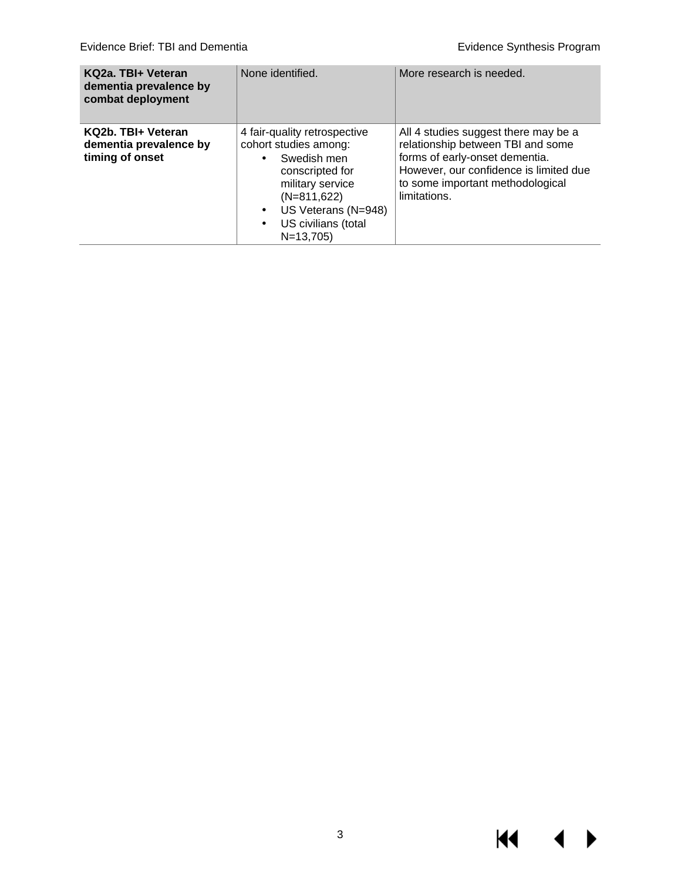| | | |
|---|---|---|
| **KQ2a. TBI+ Veteran dementia prevalence by combat deployment** | None identified. | More research is needed. |
| **KQ2b. TBI+ Veteran dementia prevalence by timing of onset** | 4 fair-quality retrospective cohort studies among:<br>• Swedish men conscripted for military service (N=811,622)<br>• US Veterans (N=948)<br>• US civilians (total N=13,705) | All 4 studies suggest there may be a relationship between TBI and some forms of early-onset dementia. However, our confidence is limited due to some important methodological limitations. |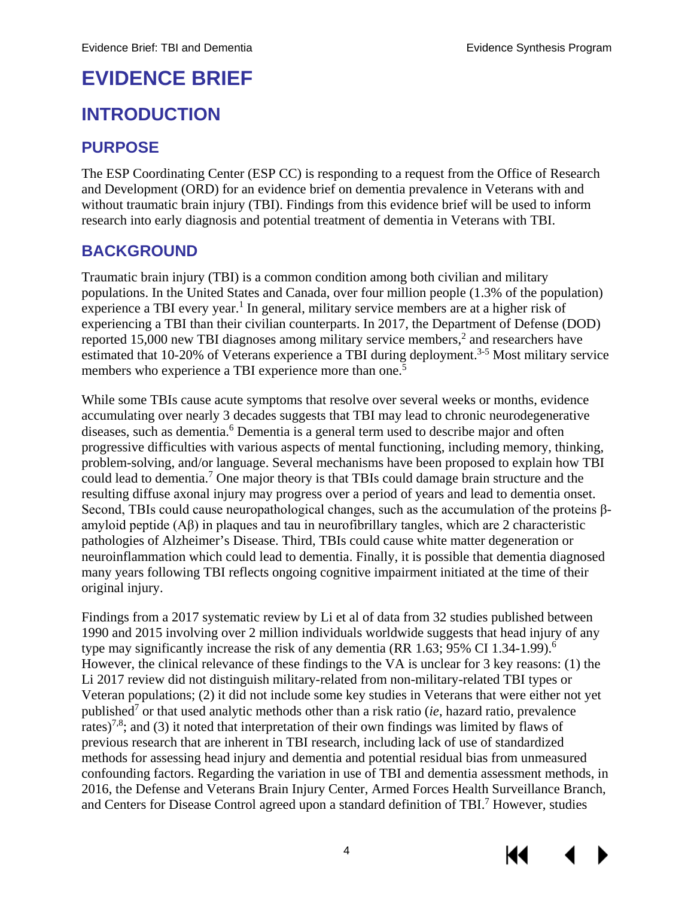# EVIDENCE BRIEF

## INTRODUCTION

### PURPOSE

The ESP Coordinating Center (ESP CC) is responding to a request from the Office of Research and Development (ORD) for an evidence brief on dementia prevalence in Veterans with and without traumatic brain injury (TBI). Findings from this evidence brief will be used to inform research into early diagnosis and potential treatment of dementia in Veterans with TBI.

### BACKGROUND

Traumatic brain injury (TBI) is a common condition among both civilian and military populations. In the United States and Canada, over four million people (1.3% of the population) experience a TBI every year.[1] In general, military service members are at a higher risk of experiencing a TBI than their civilian counterparts. In 2017, the Department of Defense (DOD) reported 15,000 new TBI diagnoses among military service members,[2] and researchers have estimated that 10-20% of Veterans experience a TBI during deployment.[3-5] Most military service members who experience a TBI experience more than one.[5]

While some TBIs cause acute symptoms that resolve over several weeks or months, evidence accumulating over nearly 3 decades suggests that TBI may lead to chronic neurodegenerative diseases, such as dementia.[6] Dementia is a general term used to describe major and often progressive difficulties with various aspects of mental functioning, including memory, thinking, problem-solving, and/or language. Several mechanisms have been proposed to explain how TBI could lead to dementia.[7] One major theory is that TBIs could damage brain structure and the resulting diffuse axonal injury may progress over a period of years and lead to dementia onset. Second, TBIs could cause neuropathological changes, such as the accumulation of the proteins β-amyloid peptide (Aβ) in plaques and tau in neurofibrillary tangles, which are 2 characteristic pathologies of Alzheimer's Disease. Third, TBIs could cause white matter degeneration or neuroinflammation which could lead to dementia. Finally, it is possible that dementia diagnosed many years following TBI reflects ongoing cognitive impairment initiated at the time of their original injury.

Findings from a 2017 systematic review by Li et al of data from 32 studies published between 1990 and 2015 involving over 2 million individuals worldwide suggests that head injury of any type may significantly increase the risk of any dementia (RR 1.63; 95% CI 1.34-1.99).[6] However, the clinical relevance of these findings to the VA is unclear for 3 key reasons: (1) the Li 2017 review did not distinguish military-related from non-military-related TBI types or Veteran populations; (2) it did not include some key studies in Veterans that were either not yet published[7] or that used analytic methods other than a risk ratio (*ie*, hazard ratio, prevalence rates)[7,8]; and (3) it noted that interpretation of their own findings was limited by flaws of previous research that are inherent in TBI research, including lack of use of standardized methods for assessing head injury and dementia and potential residual bias from unmeasured confounding factors. Regarding the variation in use of TBI and dementia assessment methods, in 2016, the Defense and Veterans Brain Injury Center, Armed Forces Health Surveillance Branch, and Centers for Disease Control agreed upon a standard definition of TBI.[7] However, studies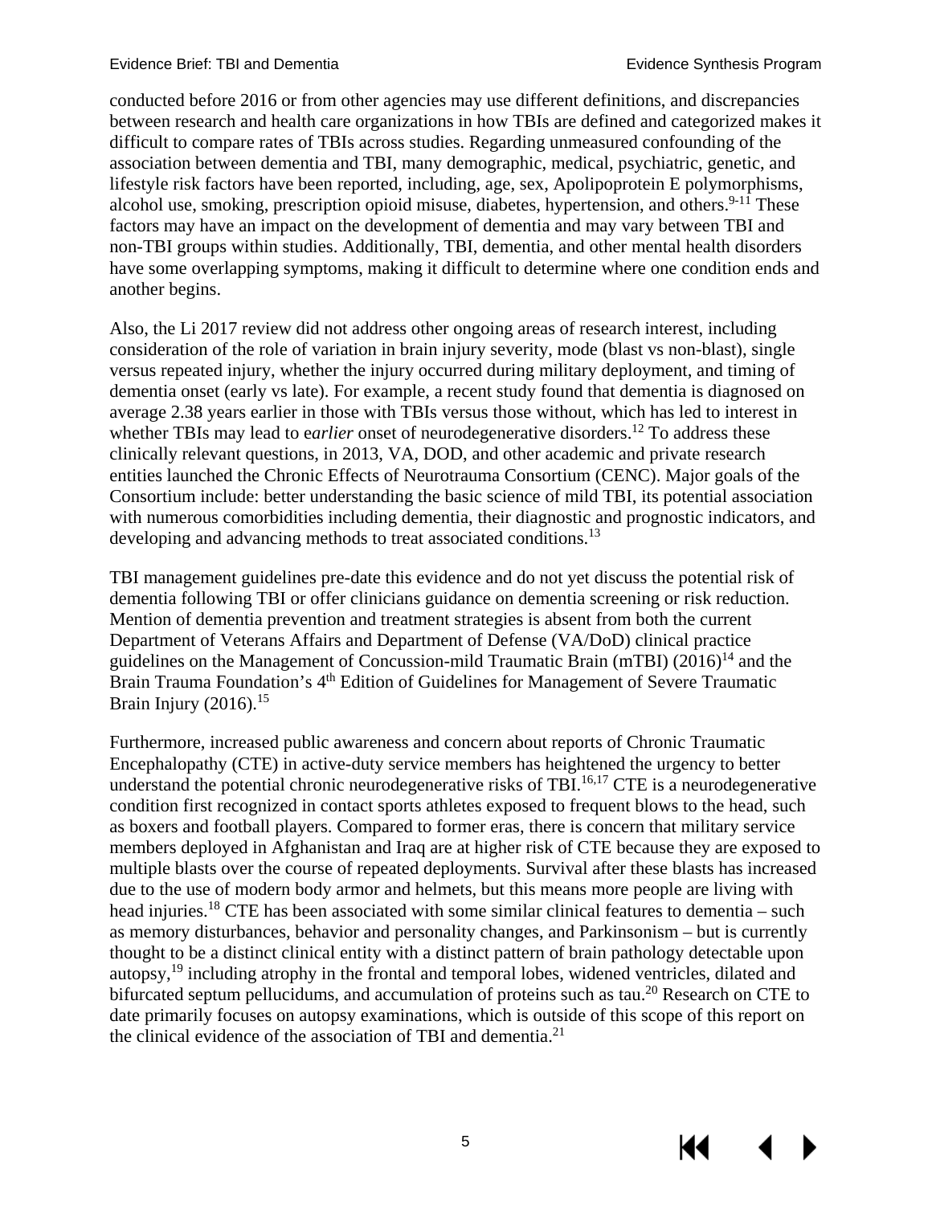conducted before 2016 or from other agencies may use different definitions, and discrepancies between research and health care organizations in how TBIs are defined and categorized makes it difficult to compare rates of TBIs across studies. Regarding unmeasured confounding of the association between dementia and TBI, many demographic, medical, psychiatric, genetic, and lifestyle risk factors have been reported, including, age, sex, Apolipoprotein E polymorphisms, alcohol use, smoking, prescription opioid misuse, diabetes, hypertension, and others.[9-11] These factors may have an impact on the development of dementia and may vary between TBI and non-TBI groups within studies. Additionally, TBI, dementia, and other mental health disorders have some overlapping symptoms, making it difficult to determine where one condition ends and another begins.

Also, the Li 2017 review did not address other ongoing areas of research interest, including consideration of the role of variation in brain injury severity, mode (blast vs non-blast), single versus repeated injury, whether the injury occurred during military deployment, and timing of dementia onset (early vs late). For example, a recent study found that dementia is diagnosed on average 2.38 years earlier in those with TBIs versus those without, which has led to interest in whether TBIs may lead to e*arlier* onset of neurodegenerative disorders.[12] To address these clinically relevant questions, in 2013, VA, DOD, and other academic and private research entities launched the Chronic Effects of Neurotrauma Consortium (CENC). Major goals of the Consortium include: better understanding the basic science of mild TBI, its potential association with numerous comorbidities including dementia, their diagnostic and prognostic indicators, and developing and advancing methods to treat associated conditions.[13]

TBI management guidelines pre-date this evidence and do not yet discuss the potential risk of dementia following TBI or offer clinicians guidance on dementia screening or risk reduction. Mention of dementia prevention and treatment strategies is absent from both the current Department of Veterans Affairs and Department of Defense (VA/DoD) clinical practice guidelines on the Management of Concussion-mild Traumatic Brain (mTBI) (2016)[14] and the Brain Trauma Foundation's 4th Edition of Guidelines for Management of Severe Traumatic Brain Injury (2016).[15]

Furthermore, increased public awareness and concern about reports of Chronic Traumatic Encephalopathy (CTE) in active-duty service members has heightened the urgency to better understand the potential chronic neurodegenerative risks of TBI.[16,17] CTE is a neurodegenerative condition first recognized in contact sports athletes exposed to frequent blows to the head, such as boxers and football players. Compared to former eras, there is concern that military service members deployed in Afghanistan and Iraq are at higher risk of CTE because they are exposed to multiple blasts over the course of repeated deployments. Survival after these blasts has increased due to the use of modern body armor and helmets, but this means more people are living with head injuries.[18] CTE has been associated with some similar clinical features to dementia – such as memory disturbances, behavior and personality changes, and Parkinsonism – but is currently thought to be a distinct clinical entity with a distinct pattern of brain pathology detectable upon autopsy,[19] including atrophy in the frontal and temporal lobes, widened ventricles, dilated and bifurcated septum pellucidums, and accumulation of proteins such as tau.[20] Research on CTE to date primarily focuses on autopsy examinations, which is outside of this scope of this report on the clinical evidence of the association of TBI and dementia.[21]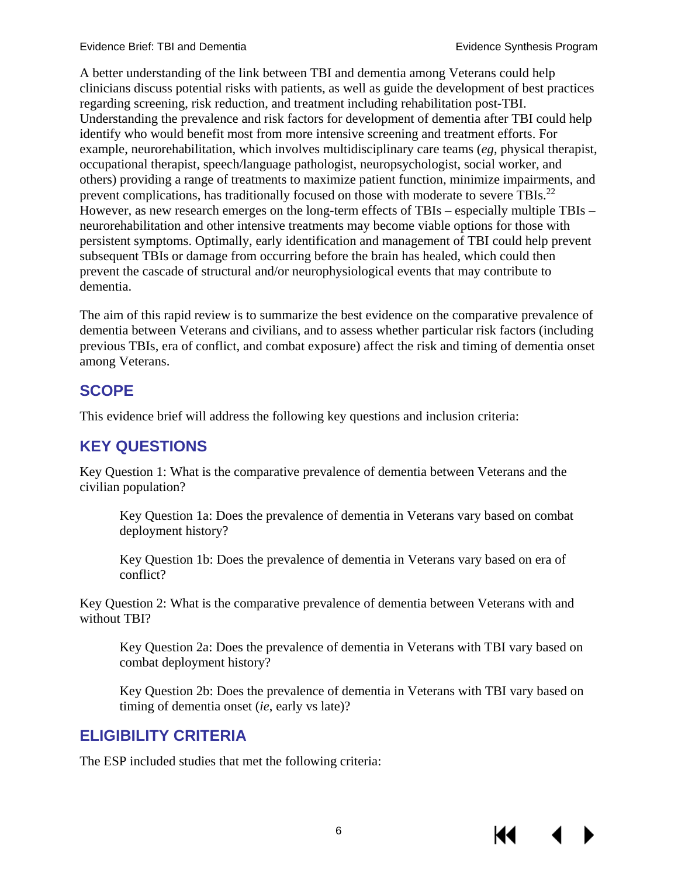A better understanding of the link between TBI and dementia among Veterans could help clinicians discuss potential risks with patients, as well as guide the development of best practices regarding screening, risk reduction, and treatment including rehabilitation post-TBI. Understanding the prevalence and risk factors for development of dementia after TBI could help identify who would benefit most from more intensive screening and treatment efforts. For example, neurorehabilitation, which involves multidisciplinary care teams (*eg*, physical therapist, occupational therapist, speech/language pathologist, neuropsychologist, social worker, and others) providing a range of treatments to maximize patient function, minimize impairments, and prevent complications, has traditionally focused on those with moderate to severe TBIs.[22] However, as new research emerges on the long-term effects of TBIs – especially multiple TBIs – neurorehabilitation and other intensive treatments may become viable options for those with persistent symptoms. Optimally, early identification and management of TBI could help prevent subsequent TBIs or damage from occurring before the brain has healed, which could then prevent the cascade of structural and/or neurophysiological events that may contribute to dementia.

The aim of this rapid review is to summarize the best evidence on the comparative prevalence of dementia between Veterans and civilians, and to assess whether particular risk factors (including previous TBIs, era of conflict, and combat exposure) affect the risk and timing of dementia onset among Veterans.

## SCOPE

This evidence brief will address the following key questions and inclusion criteria:

## KEY QUESTIONS

Key Question 1: What is the comparative prevalence of dementia between Veterans and the civilian population?

> Key Question 1a: Does the prevalence of dementia in Veterans vary based on combat deployment history?
>
> Key Question 1b: Does the prevalence of dementia in Veterans vary based on era of conflict?

Key Question 2: What is the comparative prevalence of dementia between Veterans with and without TBI?

> Key Question 2a: Does the prevalence of dementia in Veterans with TBI vary based on combat deployment history?
>
> Key Question 2b: Does the prevalence of dementia in Veterans with TBI vary based on timing of dementia onset (*ie*, early vs late)?

## ELIGIBILITY CRITERIA

The ESP included studies that met the following criteria: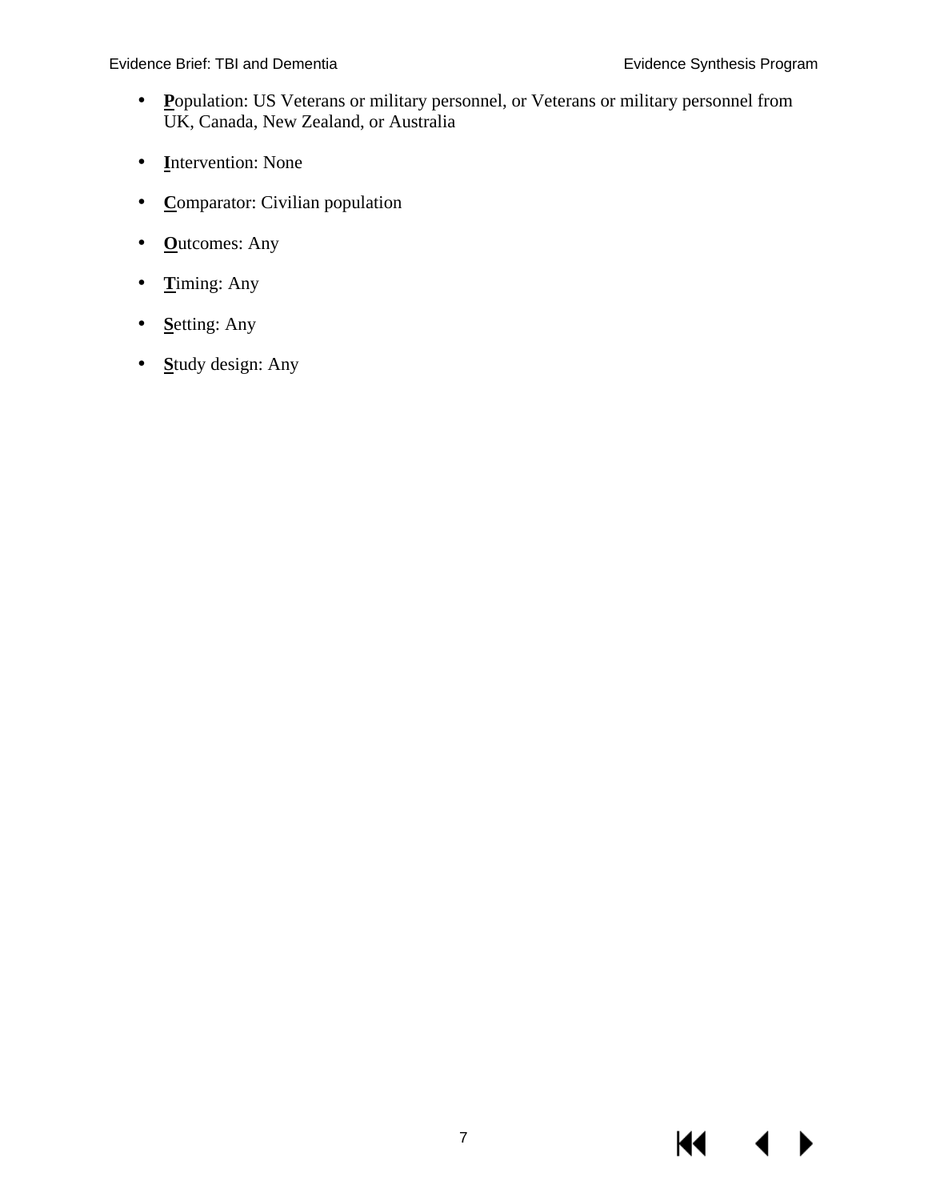- **P**opulation: US Veterans or military personnel, or Veterans or military personnel from UK, Canada, New Zealand, or Australia
- **I**ntervention: None
- **C**omparator: Civilian population
- **O**utcomes: Any
- **T**iming: Any
- **S**etting: Any
- **S**tudy design: Any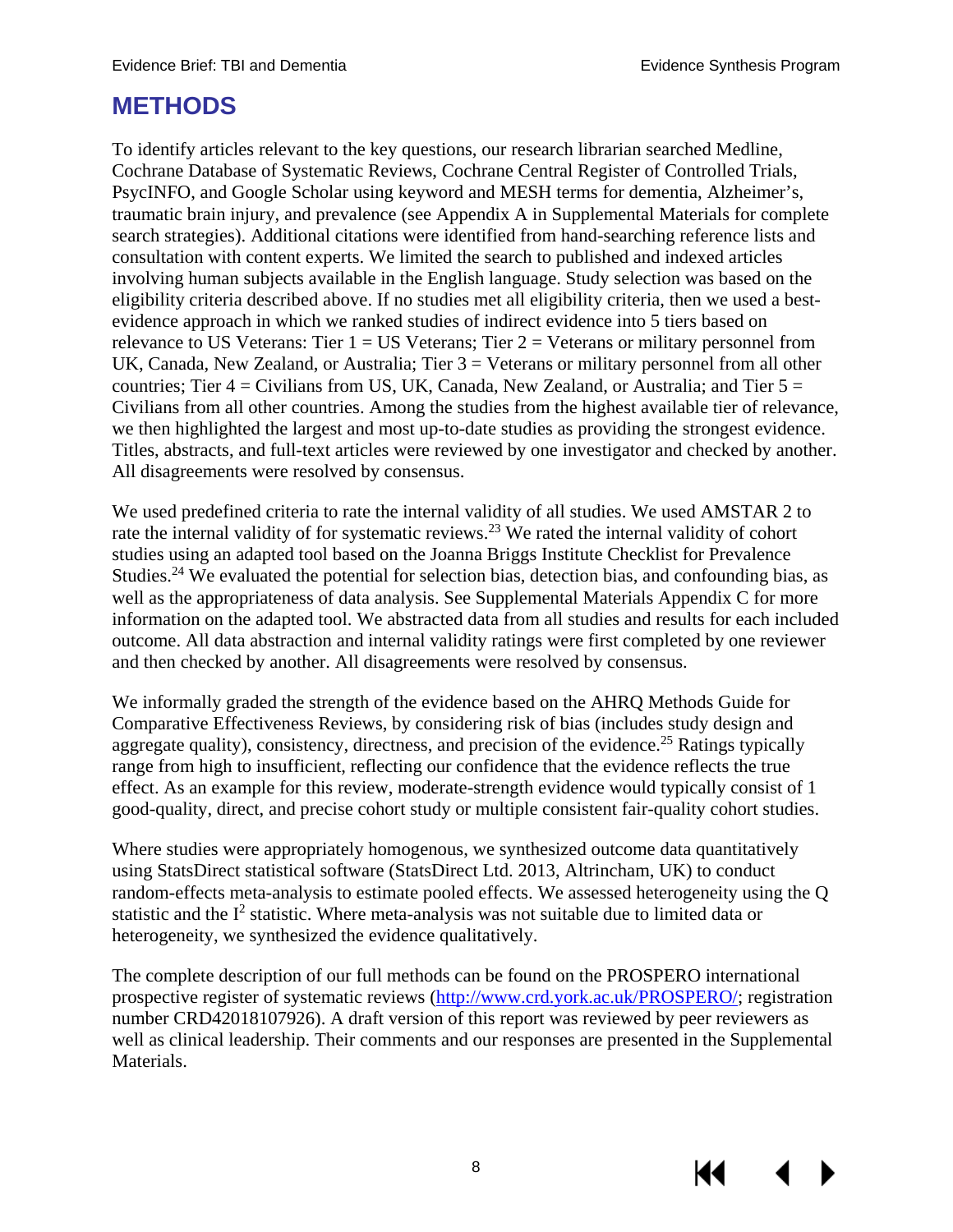# METHODS

To identify articles relevant to the key questions, our research librarian searched Medline, Cochrane Database of Systematic Reviews, Cochrane Central Register of Controlled Trials, PsycINFO, and Google Scholar using keyword and MESH terms for dementia, Alzheimer's, traumatic brain injury, and prevalence (see Appendix A in Supplemental Materials for complete search strategies). Additional citations were identified from hand-searching reference lists and consultation with content experts. We limited the search to published and indexed articles involving human subjects available in the English language. Study selection was based on the eligibility criteria described above. If no studies met all eligibility criteria, then we used a best-evidence approach in which we ranked studies of indirect evidence into 5 tiers based on relevance to US Veterans: Tier 1 = US Veterans; Tier 2 = Veterans or military personnel from UK, Canada, New Zealand, or Australia; Tier 3 = Veterans or military personnel from all other countries; Tier 4 = Civilians from US, UK, Canada, New Zealand, or Australia; and Tier 5 = Civilians from all other countries. Among the studies from the highest available tier of relevance, we then highlighted the largest and most up-to-date studies as providing the strongest evidence. Titles, abstracts, and full-text articles were reviewed by one investigator and checked by another. All disagreements were resolved by consensus.

We used predefined criteria to rate the internal validity of all studies. We used AMSTAR 2 to rate the internal validity of for systematic reviews.[23] We rated the internal validity of cohort studies using an adapted tool based on the Joanna Briggs Institute Checklist for Prevalence Studies.[24] We evaluated the potential for selection bias, detection bias, and confounding bias, as well as the appropriateness of data analysis. See Supplemental Materials Appendix C for more information on the adapted tool. We abstracted data from all studies and results for each included outcome. All data abstraction and internal validity ratings were first completed by one reviewer and then checked by another. All disagreements were resolved by consensus.

We informally graded the strength of the evidence based on the AHRQ Methods Guide for Comparative Effectiveness Reviews, by considering risk of bias (includes study design and aggregate quality), consistency, directness, and precision of the evidence.[25] Ratings typically range from high to insufficient, reflecting our confidence that the evidence reflects the true effect. As an example for this review, moderate-strength evidence would typically consist of 1 good-quality, direct, and precise cohort study or multiple consistent fair-quality cohort studies.

Where studies were appropriately homogenous, we synthesized outcome data quantitatively using StatsDirect statistical software (StatsDirect Ltd. 2013, Altrincham, UK) to conduct random-effects meta-analysis to estimate pooled effects. We assessed heterogeneity using the Q statistic and the $I^2$ statistic. Where meta-analysis was not suitable due to limited data or heterogeneity, we synthesized the evidence qualitatively.

The complete description of our full methods can be found on the PROSPERO international prospective register of systematic reviews (http://www.crd.york.ac.uk/PROSPERO/; registration number CRD42018107926). A draft version of this report was reviewed by peer reviewers as well as clinical leadership. Their comments and our responses are presented in the Supplemental Materials.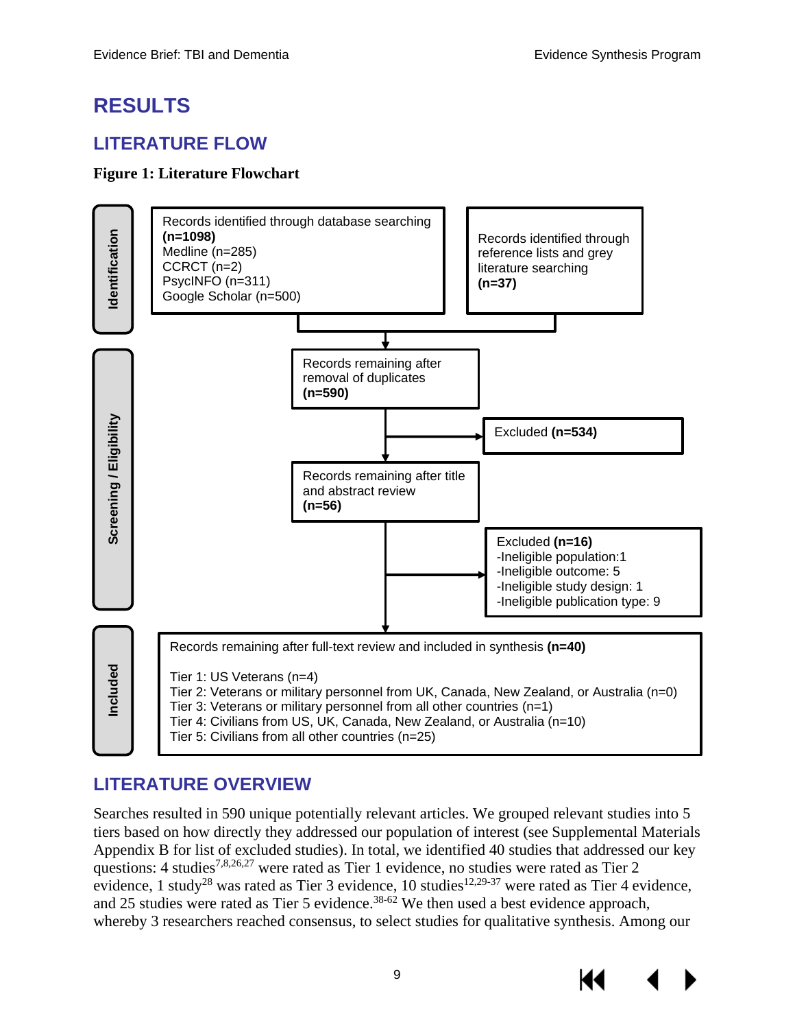# RESULTS

## LITERATURE FLOW

**Figure 1: Literature Flowchart**

**Identification**

Records identified through database searching **(n=1098)**
Medline (n=285)
CCRCT (n=2)
PsycINFO (n=311)
Google Scholar (n=500)

Records identified through reference lists and grey literature searching **(n=37)**

**Screening / Eligibility**

Records remaining after removal of duplicates **(n=590)**

Excluded **(n=534)**

Records remaining after title and abstract review **(n=56)**

Excluded **(n=16)**
-Ineligible population:1
-Ineligible outcome: 5
-Ineligible study design: 1
-Ineligible publication type: 9

**Included**

Records remaining after full-text review and included in synthesis **(n=40)**

Tier 1: US Veterans (n=4)
Tier 2: Veterans or military personnel from UK, Canada, New Zealand, or Australia (n=0)
Tier 3: Veterans or military personnel from all other countries (n=1)
Tier 4: Civilians from US, UK, Canada, New Zealand, or Australia (n=10)
Tier 5: Civilians from all other countries (n=25)

## LITERATURE OVERVIEW

Searches resulted in 590 unique potentially relevant articles. We grouped relevant studies into 5 tiers based on how directly they addressed our population of interest (see Supplemental Materials Appendix B for list of excluded studies). In total, we identified 40 studies that addressed our key questions: 4 studies[7,8,26,27] were rated as Tier 1 evidence, no studies were rated as Tier 2 evidence, 1 study[28] was rated as Tier 3 evidence, 10 studies[12,29-37] were rated as Tier 4 evidence, and 25 studies were rated as Tier 5 evidence.[38-62] We then used a best evidence approach, whereby 3 researchers reached consensus, to select studies for qualitative synthesis. Among our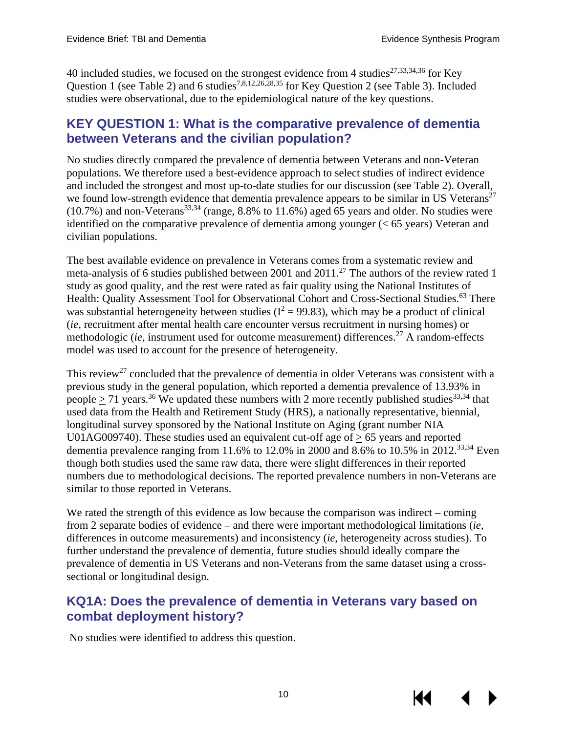40 included studies, we focused on the strongest evidence from 4 studies[27,33,34,36] for Key Question 1 (see Table 2) and 6 studies[7,8,12,26,28,35] for Key Question 2 (see Table 3). Included studies were observational, due to the epidemiological nature of the key questions.

## KEY QUESTION 1: What is the comparative prevalence of dementia between Veterans and the civilian population?

No studies directly compared the prevalence of dementia between Veterans and non-Veteran populations. We therefore used a best-evidence approach to select studies of indirect evidence and included the strongest and most up-to-date studies for our discussion (see Table 2). Overall, we found low-strength evidence that dementia prevalence appears to be similar in US Veterans[27] (10.7%) and non-Veterans[33,34] (range, 8.8% to 11.6%) aged 65 years and older. No studies were identified on the comparative prevalence of dementia among younger (< 65 years) Veteran and civilian populations.

The best available evidence on prevalence in Veterans comes from a systematic review and meta-analysis of 6 studies published between 2001 and 2011.[27] The authors of the review rated 1 study as good quality, and the rest were rated as fair quality using the National Institutes of Health: Quality Assessment Tool for Observational Cohort and Cross-Sectional Studies.[63] There was substantial heterogeneity between studies ($I^2 = 99.83$), which may be a product of clinical (*ie*, recruitment after mental health care encounter versus recruitment in nursing homes) or methodologic (*ie*, instrument used for outcome measurement) differences.[27] A random-effects model was used to account for the presence of heterogeneity.

This review[27] concluded that the prevalence of dementia in older Veterans was consistent with a previous study in the general population, which reported a dementia prevalence of 13.93% in people ≥ 71 years.[36] We updated these numbers with 2 more recently published studies[33,34] that used data from the Health and Retirement Study (HRS), a nationally representative, biennial, longitudinal survey sponsored by the National Institute on Aging (grant number NIA U01AG009740). These studies used an equivalent cut-off age of ≥ 65 years and reported dementia prevalence ranging from 11.6% to 12.0% in 2000 and 8.6% to 10.5% in 2012.[33,34] Even though both studies used the same raw data, there were slight differences in their reported numbers due to methodological decisions. The reported prevalence numbers in non-Veterans are similar to those reported in Veterans.

We rated the strength of this evidence as low because the comparison was indirect – coming from 2 separate bodies of evidence – and there were important methodological limitations (*ie*, differences in outcome measurements) and inconsistency (*ie*, heterogeneity across studies). To further understand the prevalence of dementia, future studies should ideally compare the prevalence of dementia in US Veterans and non-Veterans from the same dataset using a cross-sectional or longitudinal design.

## KQ1A: Does the prevalence of dementia in Veterans vary based on combat deployment history?

No studies were identified to address this question.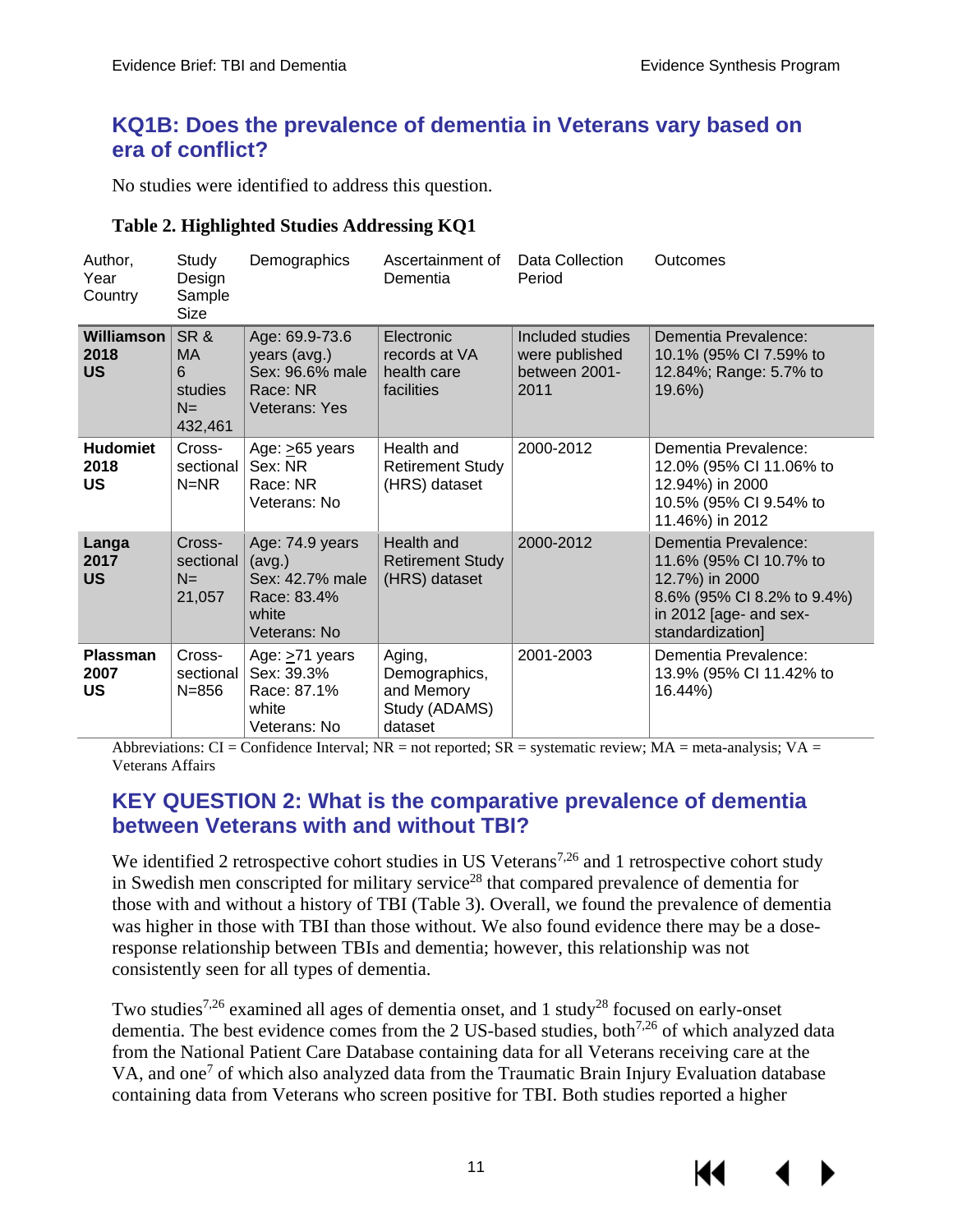## KQ1B: Does the prevalence of dementia in Veterans vary based on era of conflict?

No studies were identified to address this question.

**Table 2. Highlighted Studies Addressing KQ1**

| Author, Year Country | Study Design Sample Size | Demographics | Ascertainment of Dementia | Data Collection Period | Outcomes |
|---|---|---|---|---|---|
| **Williamson 2018 US** | SR & MA 6 studies N= 432,461 | Age: 69.9-73.6 years (avg.) Sex: 96.6% male Race: NR Veterans: Yes | Electronic records at VA health care facilities | Included studies were published between 2001-2011 | Dementia Prevalence: 10.1% (95% CI 7.59% to 12.84%; Range: 5.7% to 19.6%) |
| **Hudomiet 2018 US** | Cross-sectional N=NR | Age: >65 years Sex: NR Race: NR Veterans: No | Health and Retirement Study (HRS) dataset | 2000-2012 | Dementia Prevalence: 12.0% (95% CI 11.06% to 12.94%) in 2000 10.5% (95% CI 9.54% to 11.46%) in 2012 |
| **Langa 2017 US** | Cross-sectional N= 21,057 | Age: 74.9 years (avg.) Sex: 42.7% male Race: 83.4% white Veterans: No | Health and Retirement Study (HRS) dataset | 2000-2012 | Dementia Prevalence: 11.6% (95% CI 10.7% to 12.7%) in 2000 8.6% (95% CI 8.2% to 9.4%) in 2012 [age- and sex-standardization] |
| **Plassman 2007 US** | Cross-sectional N=856 | Age: >71 years Sex: 39.3% Race: 87.1% white Veterans: No | Aging, Demographics, and Memory Study (ADAMS) dataset | 2001-2003 | Dementia Prevalence: 13.9% (95% CI 11.42% to 16.44%) |

Abbreviations: CI = Confidence Interval; NR = not reported; SR = systematic review; MA = meta-analysis; VA = Veterans Affairs

## KEY QUESTION 2: What is the comparative prevalence of dementia between Veterans with and without TBI?

We identified 2 retrospective cohort studies in US Veterans[7,26] and 1 retrospective cohort study in Swedish men conscripted for military service[28] that compared prevalence of dementia for those with and without a history of TBI (Table 3). Overall, we found the prevalence of dementia was higher in those with TBI than those without. We also found evidence there may be a dose-response relationship between TBIs and dementia; however, this relationship was not consistently seen for all types of dementia.

Two studies[7,26] examined all ages of dementia onset, and 1 study[28] focused on early-onset dementia. The best evidence comes from the 2 US-based studies, both[7,26] of which analyzed data from the National Patient Care Database containing data for all Veterans receiving care at the VA, and one[7] of which also analyzed data from the Traumatic Brain Injury Evaluation database containing data from Veterans who screen positive for TBI. Both studies reported a higher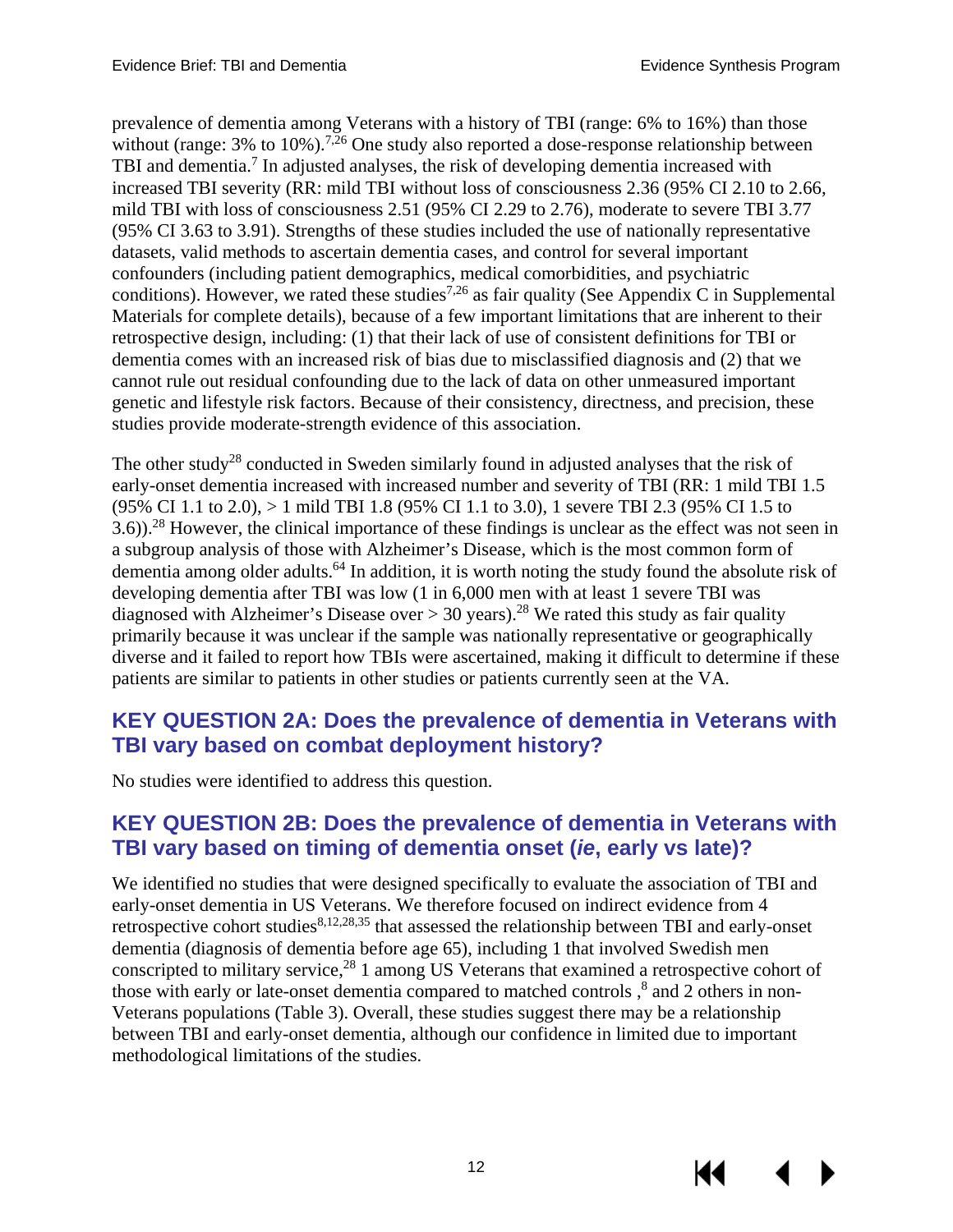prevalence of dementia among Veterans with a history of TBI (range: 6% to 16%) than those without (range: 3% to 10%).[7,26] One study also reported a dose-response relationship between TBI and dementia.[7] In adjusted analyses, the risk of developing dementia increased with increased TBI severity (RR: mild TBI without loss of consciousness 2.36 (95% CI 2.10 to 2.66, mild TBI with loss of consciousness 2.51 (95% CI 2.29 to 2.76), moderate to severe TBI 3.77 (95% CI 3.63 to 3.91). Strengths of these studies included the use of nationally representative datasets, valid methods to ascertain dementia cases, and control for several important confounders (including patient demographics, medical comorbidities, and psychiatric conditions). However, we rated these studies[7,26] as fair quality (See Appendix C in Supplemental Materials for complete details), because of a few important limitations that are inherent to their retrospective design, including: (1) that their lack of use of consistent definitions for TBI or dementia comes with an increased risk of bias due to misclassified diagnosis and (2) that we cannot rule out residual confounding due to the lack of data on other unmeasured important genetic and lifestyle risk factors. Because of their consistency, directness, and precision, these studies provide moderate-strength evidence of this association.

The other study[28] conducted in Sweden similarly found in adjusted analyses that the risk of early-onset dementia increased with increased number and severity of TBI (RR: 1 mild TBI 1.5 (95% CI 1.1 to 2.0), > 1 mild TBI 1.8 (95% CI 1.1 to 3.0), 1 severe TBI 2.3 (95% CI 1.5 to 3.6)).[28] However, the clinical importance of these findings is unclear as the effect was not seen in a subgroup analysis of those with Alzheimer's Disease, which is the most common form of dementia among older adults.[64] In addition, it is worth noting the study found the absolute risk of developing dementia after TBI was low (1 in 6,000 men with at least 1 severe TBI was diagnosed with Alzheimer's Disease over > 30 years).[28] We rated this study as fair quality primarily because it was unclear if the sample was nationally representative or geographically diverse and it failed to report how TBIs were ascertained, making it difficult to determine if these patients are similar to patients in other studies or patients currently seen at the VA.

## KEY QUESTION 2A: Does the prevalence of dementia in Veterans with TBI vary based on combat deployment history?

No studies were identified to address this question.

## KEY QUESTION 2B: Does the prevalence of dementia in Veterans with TBI vary based on timing of dementia onset (*ie*, early vs late)?

We identified no studies that were designed specifically to evaluate the association of TBI and early-onset dementia in US Veterans. We therefore focused on indirect evidence from 4 retrospective cohort studies[8,12,28,35] that assessed the relationship between TBI and early-onset dementia (diagnosis of dementia before age 65), including 1 that involved Swedish men conscripted to military service,[28] 1 among US Veterans that examined a retrospective cohort of those with early or late-onset dementia compared to matched controls ,[8] and 2 others in non-Veterans populations (Table 3). Overall, these studies suggest there may be a relationship between TBI and early-onset dementia, although our confidence in limited due to important methodological limitations of the studies.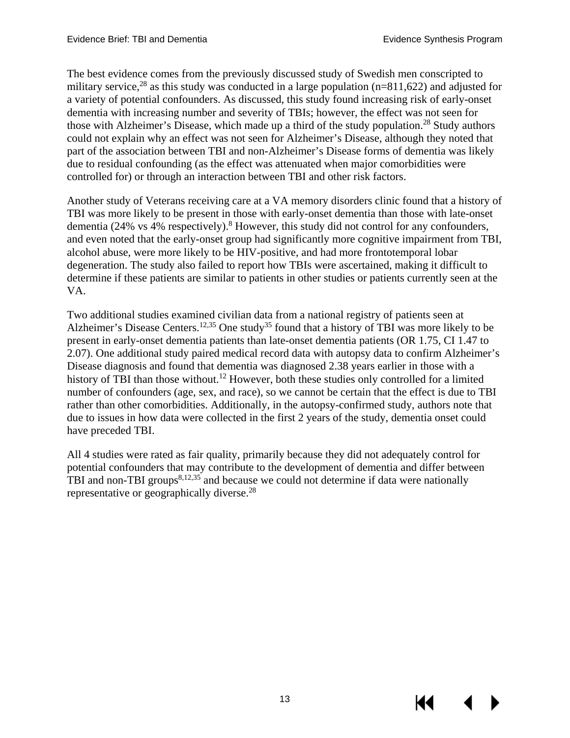The best evidence comes from the previously discussed study of Swedish men conscripted to military service,[28] as this study was conducted in a large population (n=811,622) and adjusted for a variety of potential confounders. As discussed, this study found increasing risk of early-onset dementia with increasing number and severity of TBIs; however, the effect was not seen for those with Alzheimer's Disease, which made up a third of the study population.[28] Study authors could not explain why an effect was not seen for Alzheimer's Disease, although they noted that part of the association between TBI and non-Alzheimer's Disease forms of dementia was likely due to residual confounding (as the effect was attenuated when major comorbidities were controlled for) or through an interaction between TBI and other risk factors.

Another study of Veterans receiving care at a VA memory disorders clinic found that a history of TBI was more likely to be present in those with early-onset dementia than those with late-onset dementia (24% vs 4% respectively).[8] However, this study did not control for any confounders, and even noted that the early-onset group had significantly more cognitive impairment from TBI, alcohol abuse, were more likely to be HIV-positive, and had more frontotemporal lobar degeneration. The study also failed to report how TBIs were ascertained, making it difficult to determine if these patients are similar to patients in other studies or patients currently seen at the VA.

Two additional studies examined civilian data from a national registry of patients seen at Alzheimer's Disease Centers.[12,35] One study[35] found that a history of TBI was more likely to be present in early-onset dementia patients than late-onset dementia patients (OR 1.75, CI 1.47 to 2.07). One additional study paired medical record data with autopsy data to confirm Alzheimer's Disease diagnosis and found that dementia was diagnosed 2.38 years earlier in those with a history of TBI than those without.[12] However, both these studies only controlled for a limited number of confounders (age, sex, and race), so we cannot be certain that the effect is due to TBI rather than other comorbidities. Additionally, in the autopsy-confirmed study, authors note that due to issues in how data were collected in the first 2 years of the study, dementia onset could have preceded TBI.

All 4 studies were rated as fair quality, primarily because they did not adequately control for potential confounders that may contribute to the development of dementia and differ between TBI and non-TBI groups[8,12,35] and because we could not determine if data were nationally representative or geographically diverse.[28]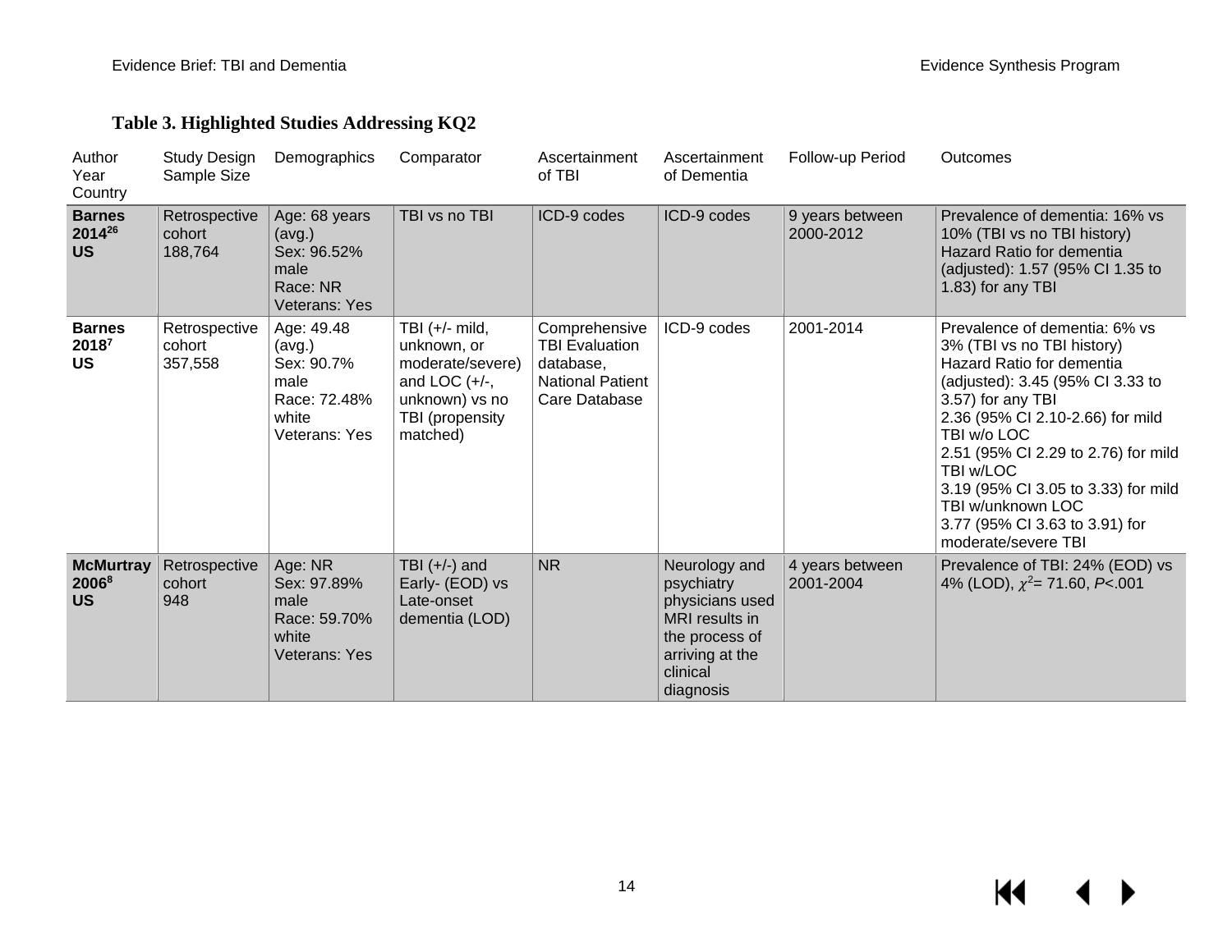### Table 3. Highlighted Studies Addressing KQ2

| Author Year Country | Study Design Sample Size | Demographics | Comparator | Ascertainment of TBI | Ascertainment of Dementia | Follow-up Period | Outcomes |
|---|---|---|---|---|---|---|---|
| **Barnes 2014[26] US** | Retrospective cohort 188,764 | Age: 68 years (avg.) Sex: 96.52% male Race: NR Veterans: Yes | TBI vs no TBI | ICD-9 codes | ICD-9 codes | 9 years between 2000-2012 | Prevalence of dementia: 16% vs 10% (TBI vs no TBI history) Hazard Ratio for dementia (adjusted): 1.57 (95% CI 1.35 to 1.83) for any TBI |
| **Barnes 2018[7] US** | Retrospective cohort 357,558 | Age: 49.48 (avg.) Sex: 90.7% male Race: 72.48% white Veterans: Yes | TBI (+/- mild, unknown, or moderate/severe) and LOC (+/-, unknown) vs no TBI (propensity matched) | Comprehensive TBI Evaluation database, National Patient Care Database | ICD-9 codes | 2001-2014 | Prevalence of dementia: 6% vs 3% (TBI vs no TBI history) Hazard Ratio for dementia (adjusted): 3.45 (95% CI 3.33 to 3.57) for any TBI 2.36 (95% CI 2.10-2.66) for mild TBI w/o LOC 2.51 (95% CI 2.29 to 2.76) for mild TBI w/LOC 3.19 (95% CI 3.05 to 3.33) for mild TBI w/unknown LOC 3.77 (95% CI 3.63 to 3.91) for moderate/severe TBI |
| **McMurtray 2006[8] US** | Retrospective cohort 948 | Age: NR Sex: 97.89% male Race: 59.70% white Veterans: Yes | TBI (+/-) and Early- (EOD) vs Late-onset dementia (LOD) | NR | Neurology and psychiatry physicians used MRI results in the process of arriving at the clinical diagnosis | 4 years between 2001-2004 | Prevalence of TBI: 24% (EOD) vs 4% (LOD), $\chi^2$= 71.60, *P*<.001 |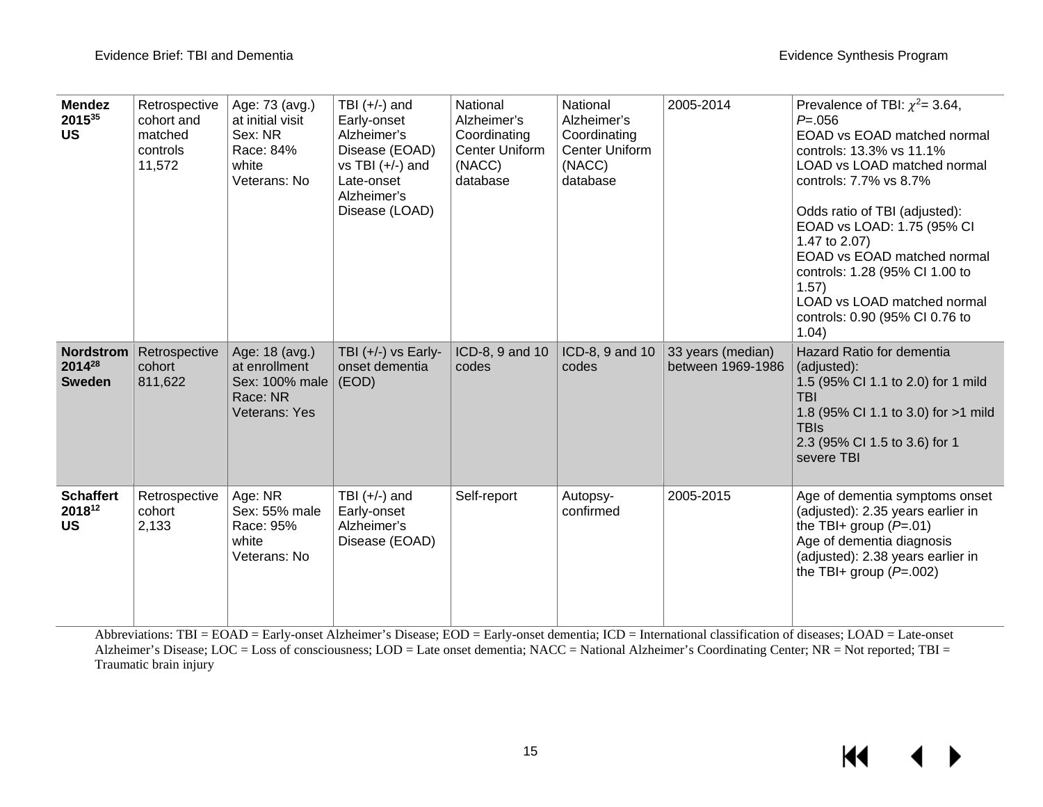| | | | | | | | |
|---|---|---|---|---|---|---|---|
| **Mendez 2015[35] US** | Retrospective cohort and matched controls 11,572 | Age: 73 (avg.) at initial visit Sex: NR Race: 84% white Veterans: No | TBI (+/-) and Early-onset Alzheimer's Disease (EOAD) vs TBI (+/-) and Late-onset Alzheimer's Disease (LOAD) | National Alzheimer's Coordinating Center Uniform (NACC) database | National Alzheimer's Coordinating Center Uniform (NACC) database | 2005-2014 | Prevalence of TBI: $\chi^2$= 3.64, *P*=.056<br>EOAD vs EOAD matched normal controls: 13.3% vs 11.1%<br>LOAD vs LOAD matched normal controls: 7.7% vs 8.7%<br><br>Odds ratio of TBI (adjusted):<br>EOAD vs LOAD: 1.75 (95% CI 1.47 to 2.07)<br>EOAD vs EOAD matched normal controls: 1.28 (95% CI 1.00 to 1.57)<br>LOAD vs LOAD matched normal controls: 0.90 (95% CI 0.76 to 1.04) |
| **Nordstrom 2014[28] Sweden** | Retrospective cohort 811,622 | Age: 18 (avg.) at enrollment Sex: 100% male Race: NR Veterans: Yes | TBI (+/-) vs Early-onset dementia (EOD) | ICD-8, 9 and 10 codes | ICD-8, 9 and 10 codes | 33 years (median) between 1969-1986 | Hazard Ratio for dementia (adjusted):<br>1.5 (95% CI 1.1 to 2.0) for 1 mild TBI<br>1.8 (95% CI 1.1 to 3.0) for >1 mild TBIs<br>2.3 (95% CI 1.5 to 3.6) for 1 severe TBI |
| **Schaffert 2018[12] US** | Retrospective cohort 2,133 | Age: NR Sex: 55% male Race: 95% white Veterans: No | TBI (+/-) and Early-onset Alzheimer's Disease (EOAD) | Self-report | Autopsy-confirmed | 2005-2015 | Age of dementia symptoms onset (adjusted): 2.35 years earlier in the TBI+ group (*P*=.01)<br>Age of dementia diagnosis (adjusted): 2.38 years earlier in the TBI+ group (*P*=.002) |

Abbreviations: TBI = EOAD = Early-onset Alzheimer's Disease; EOD = Early-onset dementia; ICD = International classification of diseases; LOAD = Late-onset Alzheimer's Disease; LOC = Loss of consciousness; LOD = Late onset dementia; NACC = National Alzheimer's Coordinating Center; NR = Not reported; TBI = Traumatic brain injury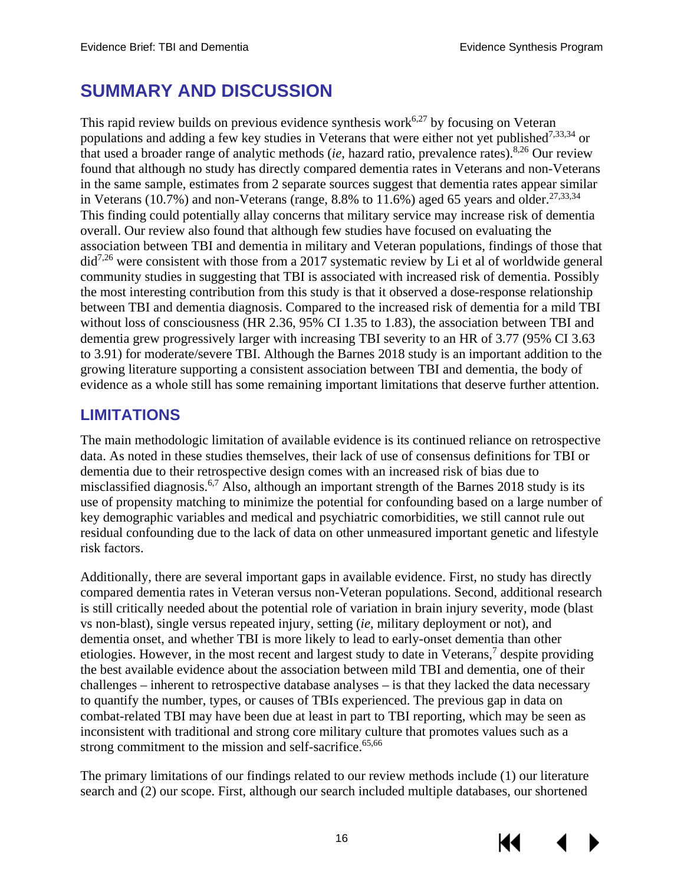# SUMMARY AND DISCUSSION

This rapid review builds on previous evidence synthesis work[6,27] by focusing on Veteran populations and adding a few key studies in Veterans that were either not yet published[7,33,34] or that used a broader range of analytic methods (*ie*, hazard ratio, prevalence rates).[8,26] Our review found that although no study has directly compared dementia rates in Veterans and non-Veterans in the same sample, estimates from 2 separate sources suggest that dementia rates appear similar in Veterans (10.7%) and non-Veterans (range, 8.8% to 11.6%) aged 65 years and older.[27,33,34] This finding could potentially allay concerns that military service may increase risk of dementia overall. Our review also found that although few studies have focused on evaluating the association between TBI and dementia in military and Veteran populations, findings of those that did[7,26] were consistent with those from a 2017 systematic review by Li et al of worldwide general community studies in suggesting that TBI is associated with increased risk of dementia. Possibly the most interesting contribution from this study is that it observed a dose-response relationship between TBI and dementia diagnosis. Compared to the increased risk of dementia for a mild TBI without loss of consciousness (HR 2.36, 95% CI 1.35 to 1.83), the association between TBI and dementia grew progressively larger with increasing TBI severity to an HR of 3.77 (95% CI 3.63 to 3.91) for moderate/severe TBI. Although the Barnes 2018 study is an important addition to the growing literature supporting a consistent association between TBI and dementia, the body of evidence as a whole still has some remaining important limitations that deserve further attention.

## LIMITATIONS

The main methodologic limitation of available evidence is its continued reliance on retrospective data. As noted in these studies themselves, their lack of use of consensus definitions for TBI or dementia due to their retrospective design comes with an increased risk of bias due to misclassified diagnosis.[6,7] Also, although an important strength of the Barnes 2018 study is its use of propensity matching to minimize the potential for confounding based on a large number of key demographic variables and medical and psychiatric comorbidities, we still cannot rule out residual confounding due to the lack of data on other unmeasured important genetic and lifestyle risk factors.

Additionally, there are several important gaps in available evidence. First, no study has directly compared dementia rates in Veteran versus non-Veteran populations. Second, additional research is still critically needed about the potential role of variation in brain injury severity, mode (blast vs non-blast), single versus repeated injury, setting (*ie*, military deployment or not), and dementia onset, and whether TBI is more likely to lead to early-onset dementia than other etiologies. However, in the most recent and largest study to date in Veterans,[7] despite providing the best available evidence about the association between mild TBI and dementia, one of their challenges – inherent to retrospective database analyses – is that they lacked the data necessary to quantify the number, types, or causes of TBIs experienced. The previous gap in data on combat-related TBI may have been due at least in part to TBI reporting, which may be seen as inconsistent with traditional and strong core military culture that promotes values such as a strong commitment to the mission and self-sacrifice.[65,66]

The primary limitations of our findings related to our review methods include (1) our literature search and (2) our scope. First, although our search included multiple databases, our shortened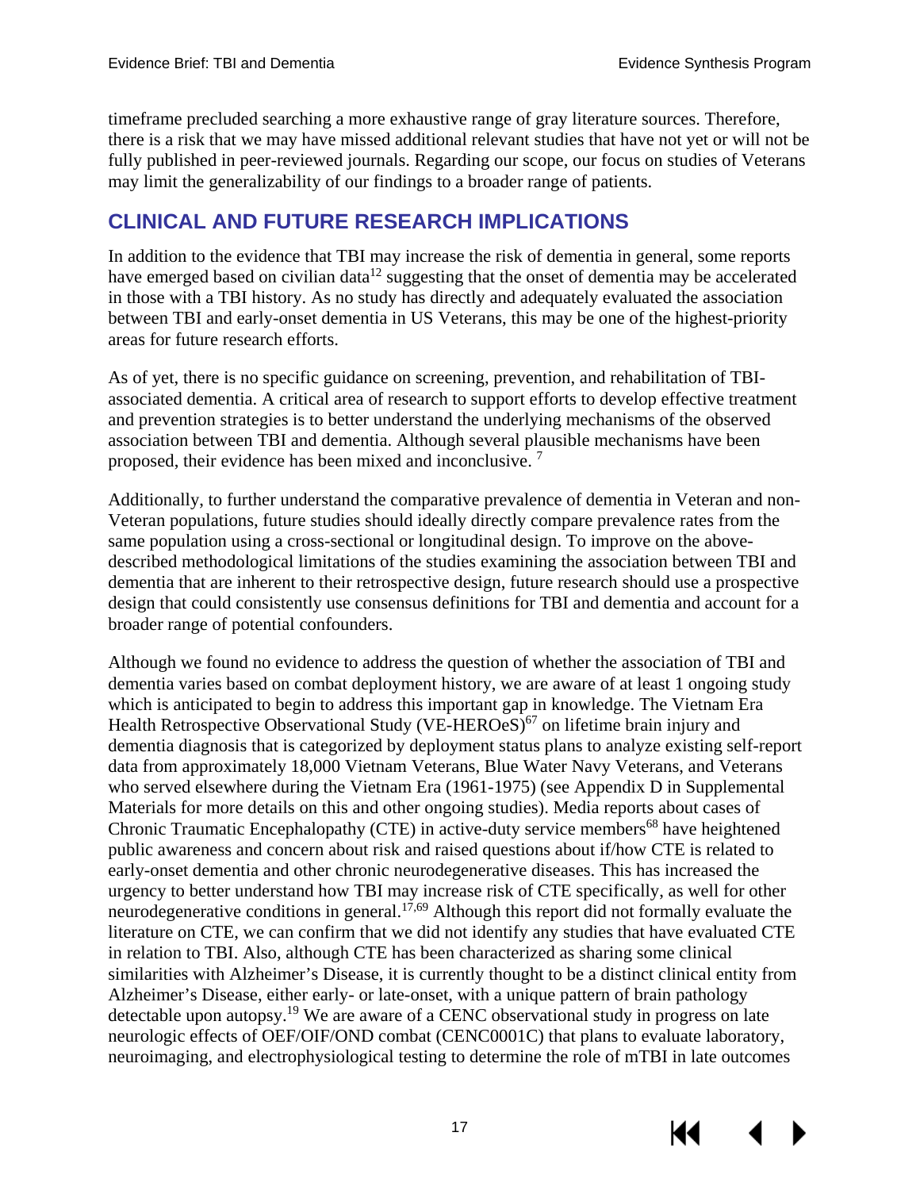timeframe precluded searching a more exhaustive range of gray literature sources. Therefore, there is a risk that we may have missed additional relevant studies that have not yet or will not be fully published in peer-reviewed journals. Regarding our scope, our focus on studies of Veterans may limit the generalizability of our findings to a broader range of patients.

## CLINICAL AND FUTURE RESEARCH IMPLICATIONS

In addition to the evidence that TBI may increase the risk of dementia in general, some reports have emerged based on civilian data[12] suggesting that the onset of dementia may be accelerated in those with a TBI history. As no study has directly and adequately evaluated the association between TBI and early-onset dementia in US Veterans, this may be one of the highest-priority areas for future research efforts.

As of yet, there is no specific guidance on screening, prevention, and rehabilitation of TBI-associated dementia. A critical area of research to support efforts to develop effective treatment and prevention strategies is to better understand the underlying mechanisms of the observed association between TBI and dementia. Although several plausible mechanisms have been proposed, their evidence has been mixed and inconclusive. [7]

Additionally, to further understand the comparative prevalence of dementia in Veteran and non-Veteran populations, future studies should ideally directly compare prevalence rates from the same population using a cross-sectional or longitudinal design. To improve on the above-described methodological limitations of the studies examining the association between TBI and dementia that are inherent to their retrospective design, future research should use a prospective design that could consistently use consensus definitions for TBI and dementia and account for a broader range of potential confounders.

Although we found no evidence to address the question of whether the association of TBI and dementia varies based on combat deployment history, we are aware of at least 1 ongoing study which is anticipated to begin to address this important gap in knowledge. The Vietnam Era Health Retrospective Observational Study (VE-HEROeS)[67] on lifetime brain injury and dementia diagnosis that is categorized by deployment status plans to analyze existing self-report data from approximately 18,000 Vietnam Veterans, Blue Water Navy Veterans, and Veterans who served elsewhere during the Vietnam Era (1961-1975) (see Appendix D in Supplemental Materials for more details on this and other ongoing studies). Media reports about cases of Chronic Traumatic Encephalopathy (CTE) in active-duty service members[68] have heightened public awareness and concern about risk and raised questions about if/how CTE is related to early-onset dementia and other chronic neurodegenerative diseases. This has increased the urgency to better understand how TBI may increase risk of CTE specifically, as well for other neurodegenerative conditions in general.[17,69] Although this report did not formally evaluate the literature on CTE, we can confirm that we did not identify any studies that have evaluated CTE in relation to TBI. Also, although CTE has been characterized as sharing some clinical similarities with Alzheimer's Disease, it is currently thought to be a distinct clinical entity from Alzheimer's Disease, either early- or late-onset, with a unique pattern of brain pathology detectable upon autopsy.[19] We are aware of a CENC observational study in progress on late neurologic effects of OEF/OIF/OND combat (CENC0001C) that plans to evaluate laboratory, neuroimaging, and electrophysiological testing to determine the role of mTBI in late outcomes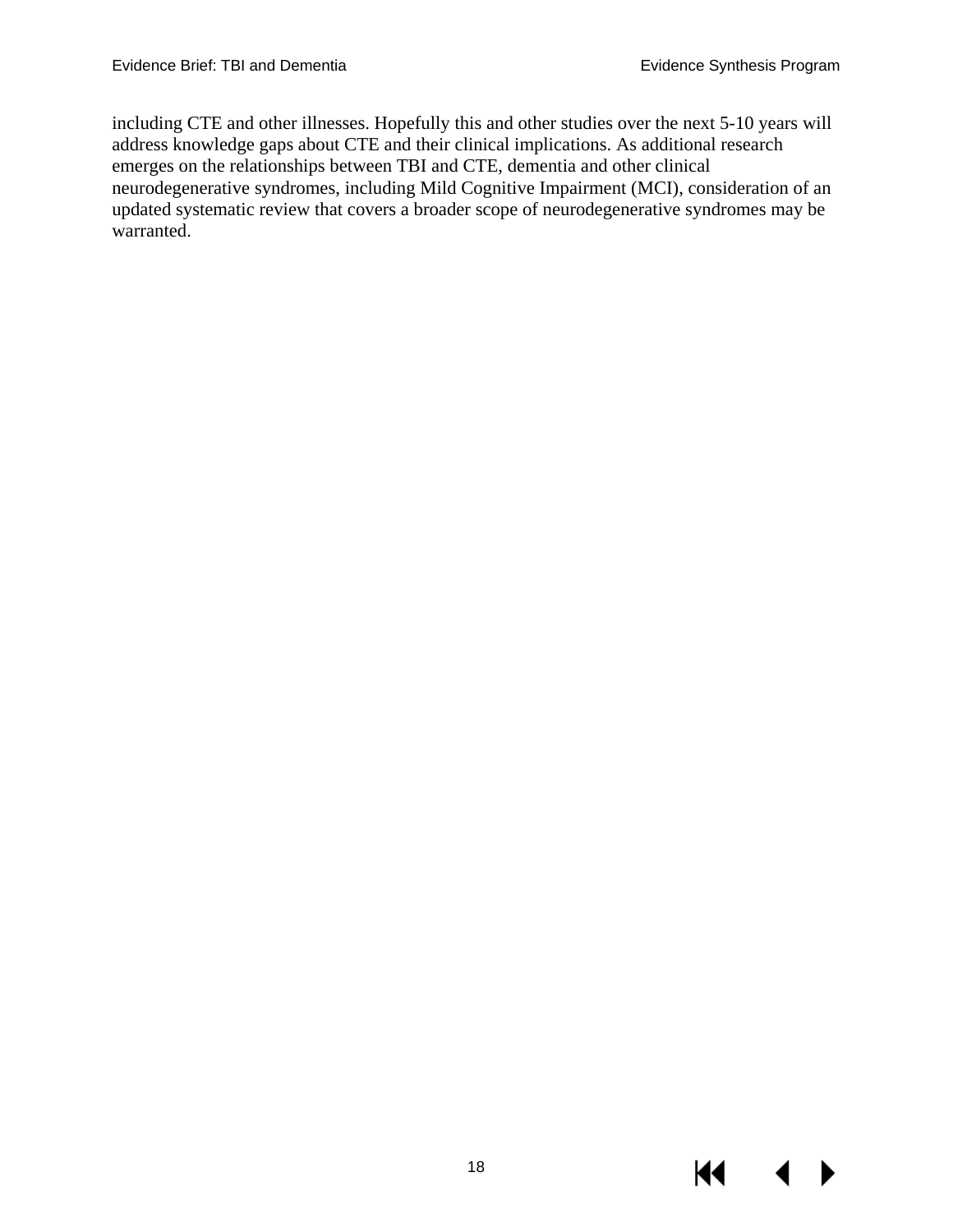including CTE and other illnesses. Hopefully this and other studies over the next 5-10 years will address knowledge gaps about CTE and their clinical implications. As additional research emerges on the relationships between TBI and CTE, dementia and other clinical neurodegenerative syndromes, including Mild Cognitive Impairment (MCI), consideration of an updated systematic review that covers a broader scope of neurodegenerative syndromes may be warranted.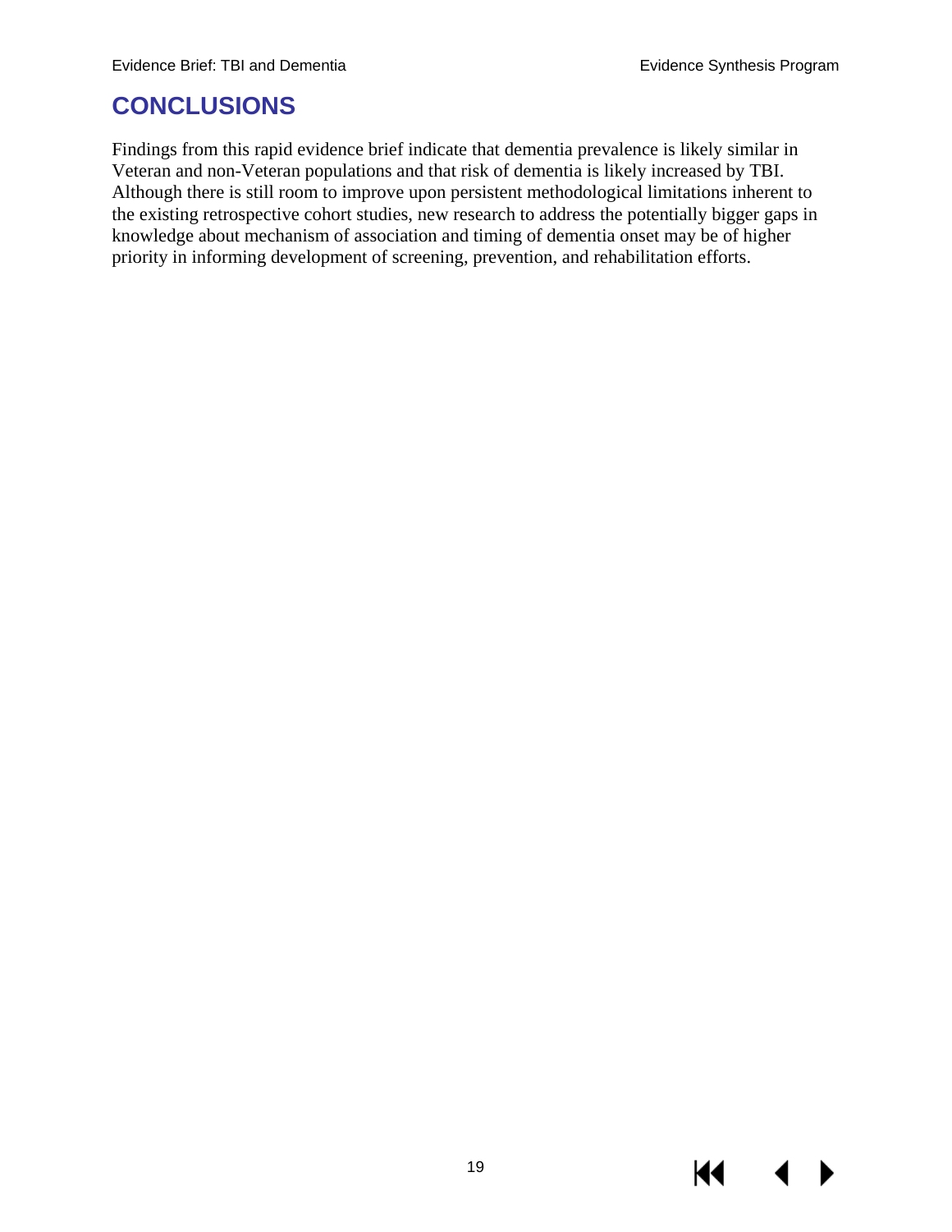## CONCLUSIONS

Findings from this rapid evidence brief indicate that dementia prevalence is likely similar in Veteran and non-Veteran populations and that risk of dementia is likely increased by TBI. Although there is still room to improve upon persistent methodological limitations inherent to the existing retrospective cohort studies, new research to address the potentially bigger gaps in knowledge about mechanism of association and timing of dementia onset may be of higher priority in informing development of screening, prevention, and rehabilitation efforts.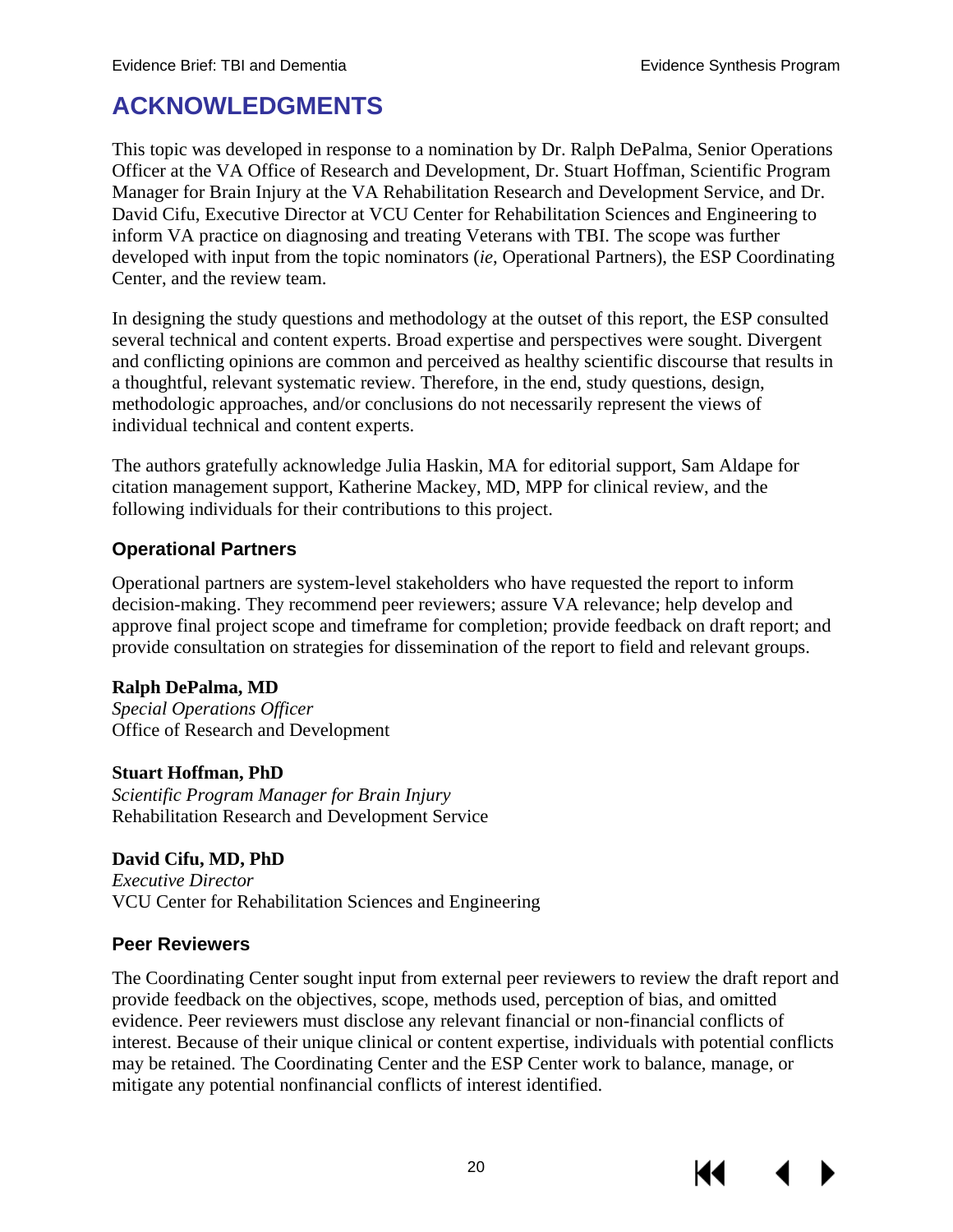# ACKNOWLEDGMENTS

This topic was developed in response to a nomination by Dr. Ralph DePalma, Senior Operations Officer at the VA Office of Research and Development, Dr. Stuart Hoffman, Scientific Program Manager for Brain Injury at the VA Rehabilitation Research and Development Service, and Dr. David Cifu, Executive Director at VCU Center for Rehabilitation Sciences and Engineering to inform VA practice on diagnosing and treating Veterans with TBI. The scope was further developed with input from the topic nominators (*ie*, Operational Partners), the ESP Coordinating Center, and the review team.

In designing the study questions and methodology at the outset of this report, the ESP consulted several technical and content experts. Broad expertise and perspectives were sought. Divergent and conflicting opinions are common and perceived as healthy scientific discourse that results in a thoughtful, relevant systematic review. Therefore, in the end, study questions, design, methodologic approaches, and/or conclusions do not necessarily represent the views of individual technical and content experts.

The authors gratefully acknowledge Julia Haskin, MA for editorial support, Sam Aldape for citation management support, Katherine Mackey, MD, MPP for clinical review, and the following individuals for their contributions to this project.

## Operational Partners

Operational partners are system-level stakeholders who have requested the report to inform decision-making. They recommend peer reviewers; assure VA relevance; help develop and approve final project scope and timeframe for completion; provide feedback on draft report; and provide consultation on strategies for dissemination of the report to field and relevant groups.

**Ralph DePalma, MD**
*Special Operations Officer*
Office of Research and Development

**Stuart Hoffman, PhD**
*Scientific Program Manager for Brain Injury*
Rehabilitation Research and Development Service

**David Cifu, MD, PhD**
*Executive Director*
VCU Center for Rehabilitation Sciences and Engineering

## Peer Reviewers

The Coordinating Center sought input from external peer reviewers to review the draft report and provide feedback on the objectives, scope, methods used, perception of bias, and omitted evidence. Peer reviewers must disclose any relevant financial or non-financial conflicts of interest. Because of their unique clinical or content expertise, individuals with potential conflicts may be retained. The Coordinating Center and the ESP Center work to balance, manage, or mitigate any potential nonfinancial conflicts of interest identified.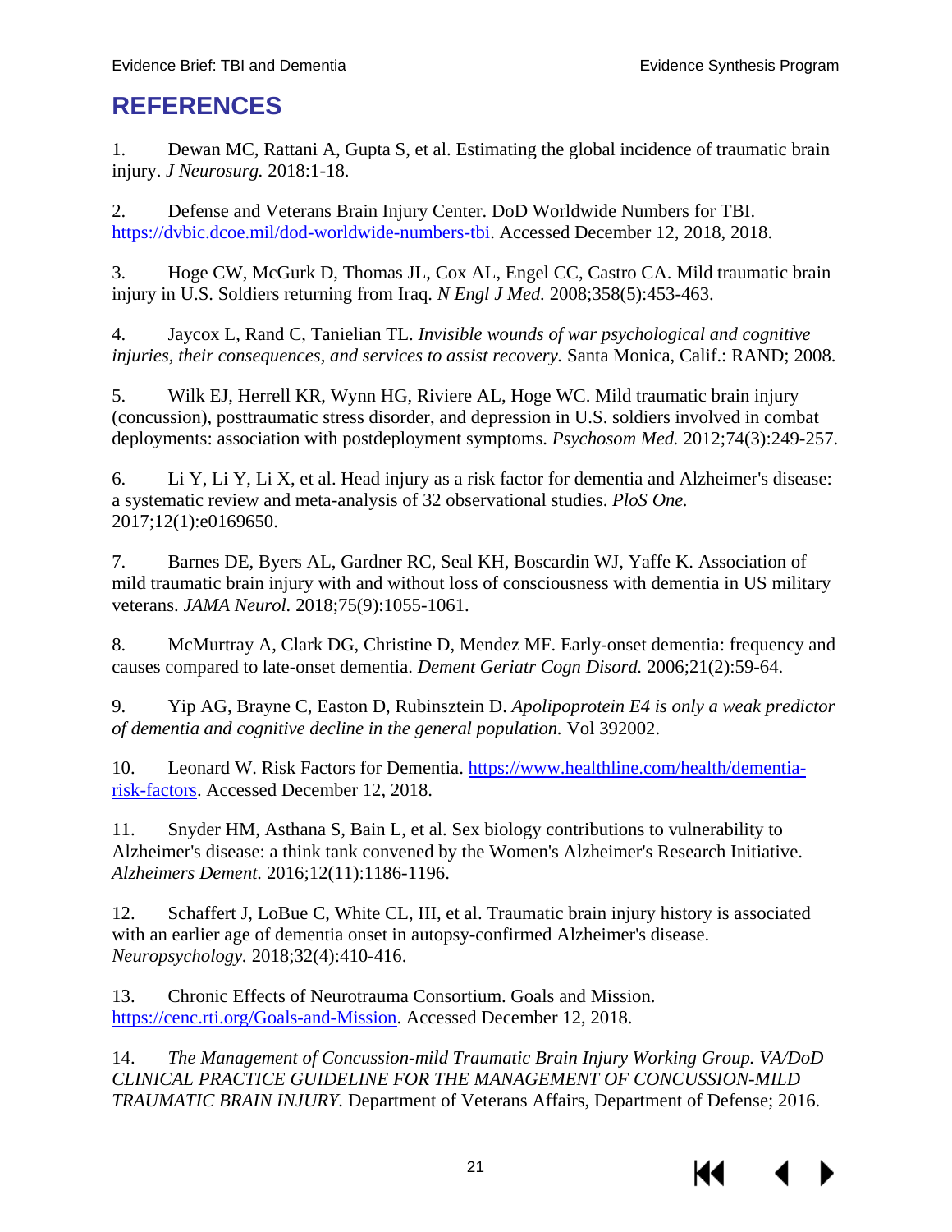# REFERENCES

1. Dewan MC, Rattani A, Gupta S, et al. Estimating the global incidence of traumatic brain injury. *J Neurosurg.* 2018:1-18.

2. Defense and Veterans Brain Injury Center. DoD Worldwide Numbers for TBI. https://dvbic.dcoe.mil/dod-worldwide-numbers-tbi. Accessed December 12, 2018, 2018.

3. Hoge CW, McGurk D, Thomas JL, Cox AL, Engel CC, Castro CA. Mild traumatic brain injury in U.S. Soldiers returning from Iraq. *N Engl J Med.* 2008;358(5):453-463.

4. Jaycox L, Rand C, Tanielian TL. *Invisible wounds of war psychological and cognitive injuries, their consequences, and services to assist recovery.* Santa Monica, Calif.: RAND; 2008.

5. Wilk EJ, Herrell KR, Wynn HG, Riviere AL, Hoge WC. Mild traumatic brain injury (concussion), posttraumatic stress disorder, and depression in U.S. soldiers involved in combat deployments: association with postdeployment symptoms. *Psychosom Med.* 2012;74(3):249-257.

6. Li Y, Li Y, Li X, et al. Head injury as a risk factor for dementia and Alzheimer's disease: a systematic review and meta-analysis of 32 observational studies. *PloS One.* 2017;12(1):e0169650.

7. Barnes DE, Byers AL, Gardner RC, Seal KH, Boscardin WJ, Yaffe K. Association of mild traumatic brain injury with and without loss of consciousness with dementia in US military veterans. *JAMA Neurol.* 2018;75(9):1055-1061.

8. McMurtray A, Clark DG, Christine D, Mendez MF. Early-onset dementia: frequency and causes compared to late-onset dementia. *Dement Geriatr Cogn Disord.* 2006;21(2):59-64.

9. Yip AG, Brayne C, Easton D, Rubinsztein D. *Apolipoprotein E4 is only a weak predictor of dementia and cognitive decline in the general population.* Vol 392002.

10. Leonard W. Risk Factors for Dementia. https://www.healthline.com/health/dementia-risk-factors. Accessed December 12, 2018.

11. Snyder HM, Asthana S, Bain L, et al. Sex biology contributions to vulnerability to Alzheimer's disease: a think tank convened by the Women's Alzheimer's Research Initiative. *Alzheimers Dement.* 2016;12(11):1186-1196.

12. Schaffert J, LoBue C, White CL, III, et al. Traumatic brain injury history is associated with an earlier age of dementia onset in autopsy-confirmed Alzheimer's disease. *Neuropsychology.* 2018;32(4):410-416.

13. Chronic Effects of Neurotrauma Consortium. Goals and Mission. https://cenc.rti.org/Goals-and-Mission. Accessed December 12, 2018.

14. *The Management of Concussion-mild Traumatic Brain Injury Working Group. VA/DoD CLINICAL PRACTICE GUIDELINE FOR THE MANAGEMENT OF CONCUSSION-MILD TRAUMATIC BRAIN INJURY.* Department of Veterans Affairs, Department of Defense; 2016.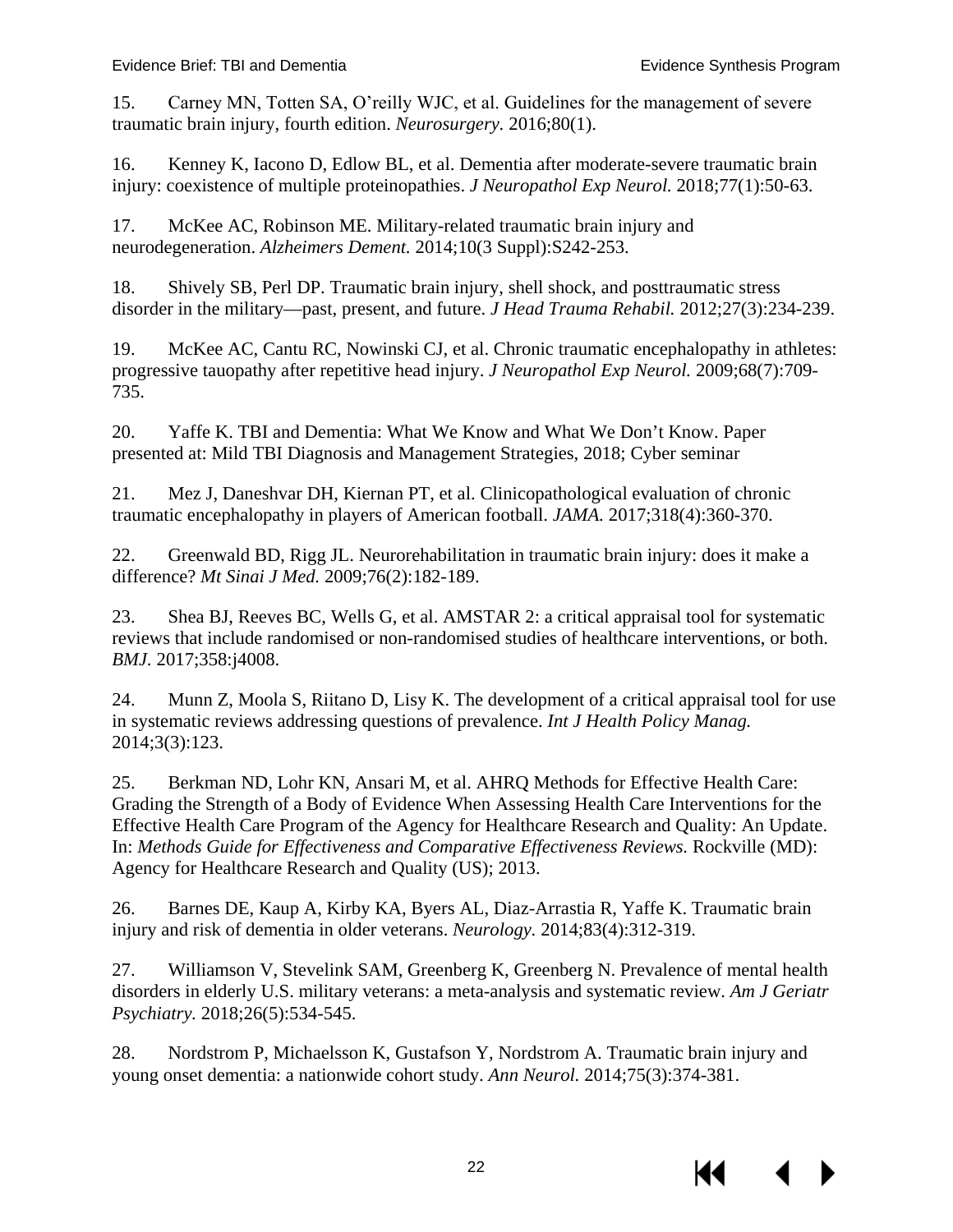15. Carney MN, Totten SA, O'reilly WJC, et al. Guidelines for the management of severe traumatic brain injury, fourth edition. *Neurosurgery.* 2016;80(1).

16. Kenney K, Iacono D, Edlow BL, et al. Dementia after moderate-severe traumatic brain injury: coexistence of multiple proteinopathies. *J Neuropathol Exp Neurol.* 2018;77(1):50-63.

17. McKee AC, Robinson ME. Military-related traumatic brain injury and neurodegeneration. *Alzheimers Dement.* 2014;10(3 Suppl):S242-253.

18. Shively SB, Perl DP. Traumatic brain injury, shell shock, and posttraumatic stress disorder in the military—past, present, and future. *J Head Trauma Rehabil.* 2012;27(3):234-239.

19. McKee AC, Cantu RC, Nowinski CJ, et al. Chronic traumatic encephalopathy in athletes: progressive tauopathy after repetitive head injury. *J Neuropathol Exp Neurol.* 2009;68(7):709-735.

20. Yaffe K. TBI and Dementia: What We Know and What We Don't Know. Paper presented at: Mild TBI Diagnosis and Management Strategies, 2018; Cyber seminar

21. Mez J, Daneshvar DH, Kiernan PT, et al. Clinicopathological evaluation of chronic traumatic encephalopathy in players of American football. *JAMA.* 2017;318(4):360-370.

22. Greenwald BD, Rigg JL. Neurorehabilitation in traumatic brain injury: does it make a difference? *Mt Sinai J Med.* 2009;76(2):182-189.

23. Shea BJ, Reeves BC, Wells G, et al. AMSTAR 2: a critical appraisal tool for systematic reviews that include randomised or non-randomised studies of healthcare interventions, or both. *BMJ.* 2017;358:j4008.

24. Munn Z, Moola S, Riitano D, Lisy K. The development of a critical appraisal tool for use in systematic reviews addressing questions of prevalence. *Int J Health Policy Manag.* 2014;3(3):123.

25. Berkman ND, Lohr KN, Ansari M, et al. AHRQ Methods for Effective Health Care: Grading the Strength of a Body of Evidence When Assessing Health Care Interventions for the Effective Health Care Program of the Agency for Healthcare Research and Quality: An Update. In: *Methods Guide for Effectiveness and Comparative Effectiveness Reviews.* Rockville (MD): Agency for Healthcare Research and Quality (US); 2013.

26. Barnes DE, Kaup A, Kirby KA, Byers AL, Diaz-Arrastia R, Yaffe K. Traumatic brain injury and risk of dementia in older veterans. *Neurology.* 2014;83(4):312-319.

27. Williamson V, Stevelink SAM, Greenberg K, Greenberg N. Prevalence of mental health disorders in elderly U.S. military veterans: a meta-analysis and systematic review. *Am J Geriatr Psychiatry.* 2018;26(5):534-545.

28. Nordstrom P, Michaelsson K, Gustafson Y, Nordstrom A. Traumatic brain injury and young onset dementia: a nationwide cohort study. *Ann Neurol.* 2014;75(3):374-381.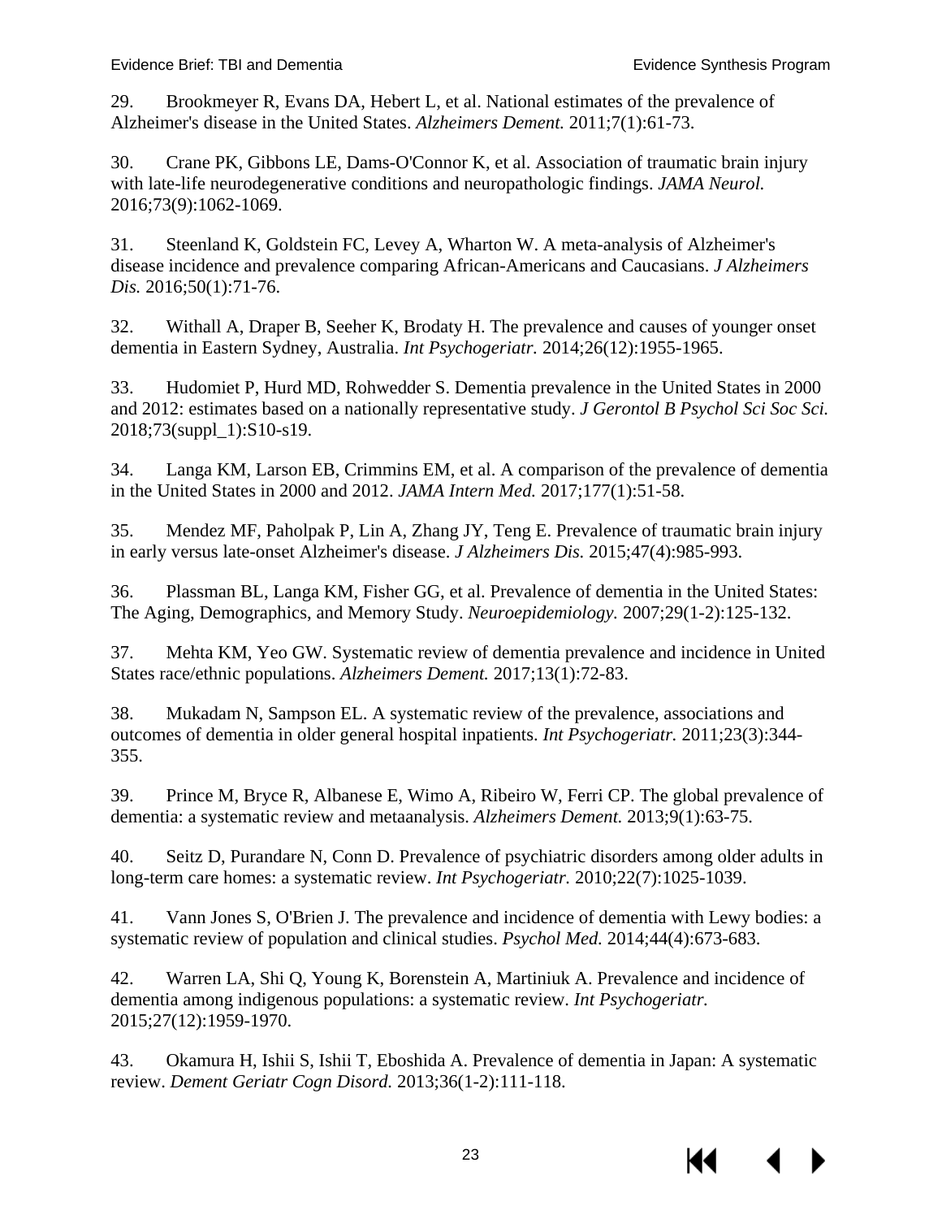29. Brookmeyer R, Evans DA, Hebert L, et al. National estimates of the prevalence of Alzheimer's disease in the United States. *Alzheimers Dement.* 2011;7(1):61-73.

30. Crane PK, Gibbons LE, Dams-O'Connor K, et al. Association of traumatic brain injury with late-life neurodegenerative conditions and neuropathologic findings. *JAMA Neurol.* 2016;73(9):1062-1069.

31. Steenland K, Goldstein FC, Levey A, Wharton W. A meta-analysis of Alzheimer's disease incidence and prevalence comparing African-Americans and Caucasians. *J Alzheimers Dis.* 2016;50(1):71-76.

32. Withall A, Draper B, Seeher K, Brodaty H. The prevalence and causes of younger onset dementia in Eastern Sydney, Australia. *Int Psychogeriatr.* 2014;26(12):1955-1965.

33. Hudomiet P, Hurd MD, Rohwedder S. Dementia prevalence in the United States in 2000 and 2012: estimates based on a nationally representative study. *J Gerontol B Psychol Sci Soc Sci.* 2018;73(suppl_1):S10-s19.

34. Langa KM, Larson EB, Crimmins EM, et al. A comparison of the prevalence of dementia in the United States in 2000 and 2012. *JAMA Intern Med.* 2017;177(1):51-58.

35. Mendez MF, Paholpak P, Lin A, Zhang JY, Teng E. Prevalence of traumatic brain injury in early versus late-onset Alzheimer's disease. *J Alzheimers Dis.* 2015;47(4):985-993.

36. Plassman BL, Langa KM, Fisher GG, et al. Prevalence of dementia in the United States: The Aging, Demographics, and Memory Study. *Neuroepidemiology.* 2007;29(1-2):125-132.

37. Mehta KM, Yeo GW. Systematic review of dementia prevalence and incidence in United States race/ethnic populations. *Alzheimers Dement.* 2017;13(1):72-83.

38. Mukadam N, Sampson EL. A systematic review of the prevalence, associations and outcomes of dementia in older general hospital inpatients. *Int Psychogeriatr.* 2011;23(3):344-355.

39. Prince M, Bryce R, Albanese E, Wimo A, Ribeiro W, Ferri CP. The global prevalence of dementia: a systematic review and metaanalysis. *Alzheimers Dement.* 2013;9(1):63-75.

40. Seitz D, Purandare N, Conn D. Prevalence of psychiatric disorders among older adults in long-term care homes: a systematic review. *Int Psychogeriatr.* 2010;22(7):1025-1039.

41. Vann Jones S, O'Brien J. The prevalence and incidence of dementia with Lewy bodies: a systematic review of population and clinical studies. *Psychol Med.* 2014;44(4):673-683.

42. Warren LA, Shi Q, Young K, Borenstein A, Martiniuk A. Prevalence and incidence of dementia among indigenous populations: a systematic review. *Int Psychogeriatr.* 2015;27(12):1959-1970.

43. Okamura H, Ishii S, Ishii T, Eboshida A. Prevalence of dementia in Japan: A systematic review. *Dement Geriatr Cogn Disord.* 2013;36(1-2):111-118.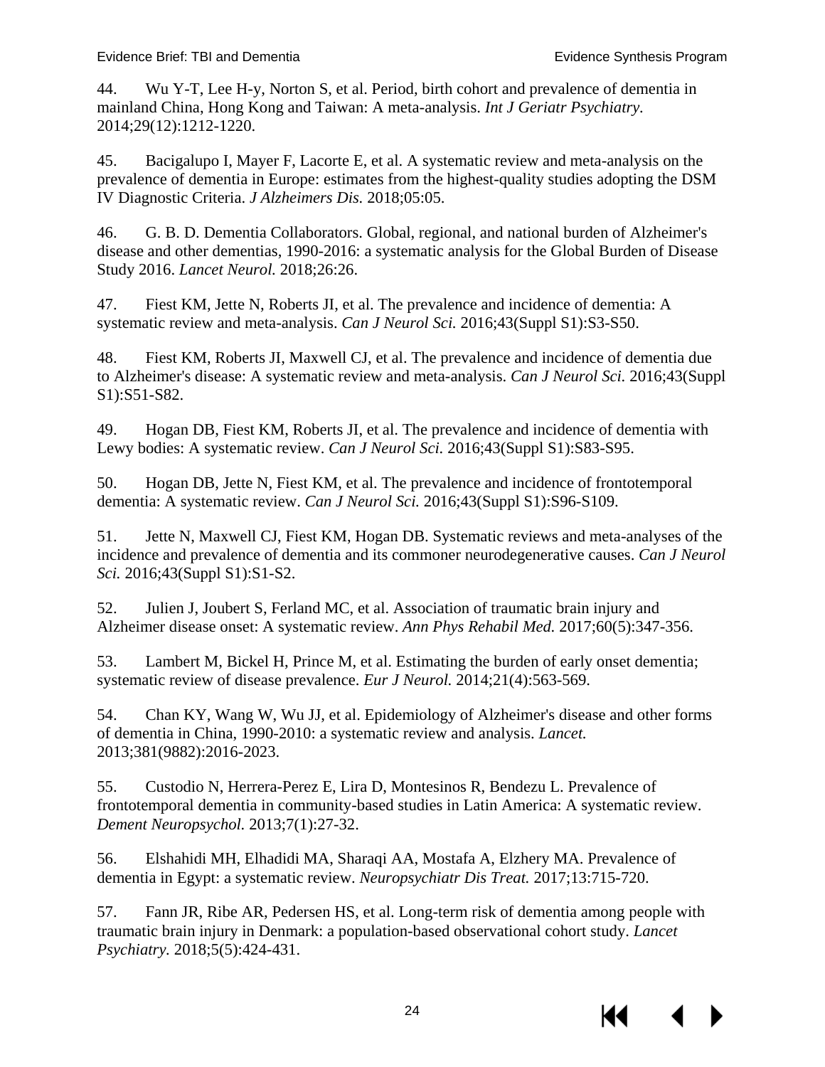44. Wu Y-T, Lee H-y, Norton S, et al. Period, birth cohort and prevalence of dementia in mainland China, Hong Kong and Taiwan: A meta-analysis. *Int J Geriatr Psychiatry.* 2014;29(12):1212-1220.

45. Bacigalupo I, Mayer F, Lacorte E, et al. A systematic review and meta-analysis on the prevalence of dementia in Europe: estimates from the highest-quality studies adopting the DSM IV Diagnostic Criteria. *J Alzheimers Dis.* 2018;05:05.

46. G. B. D. Dementia Collaborators. Global, regional, and national burden of Alzheimer's disease and other dementias, 1990-2016: a systematic analysis for the Global Burden of Disease Study 2016. *Lancet Neurol.* 2018;26:26.

47. Fiest KM, Jette N, Roberts JI, et al. The prevalence and incidence of dementia: A systematic review and meta-analysis. *Can J Neurol Sci.* 2016;43(Suppl S1):S3-S50.

48. Fiest KM, Roberts JI, Maxwell CJ, et al. The prevalence and incidence of dementia due to Alzheimer's disease: A systematic review and meta-analysis. *Can J Neurol Sci.* 2016;43(Suppl S1):S51-S82.

49. Hogan DB, Fiest KM, Roberts JI, et al. The prevalence and incidence of dementia with Lewy bodies: A systematic review. *Can J Neurol Sci.* 2016;43(Suppl S1):S83-S95.

50. Hogan DB, Jette N, Fiest KM, et al. The prevalence and incidence of frontotemporal dementia: A systematic review. *Can J Neurol Sci.* 2016;43(Suppl S1):S96-S109.

51. Jette N, Maxwell CJ, Fiest KM, Hogan DB. Systematic reviews and meta-analyses of the incidence and prevalence of dementia and its commoner neurodegenerative causes. *Can J Neurol Sci.* 2016;43(Suppl S1):S1-S2.

52. Julien J, Joubert S, Ferland MC, et al. Association of traumatic brain injury and Alzheimer disease onset: A systematic review. *Ann Phys Rehabil Med.* 2017;60(5):347-356.

53. Lambert M, Bickel H, Prince M, et al. Estimating the burden of early onset dementia; systematic review of disease prevalence. *Eur J Neurol.* 2014;21(4):563-569.

54. Chan KY, Wang W, Wu JJ, et al. Epidemiology of Alzheimer's disease and other forms of dementia in China, 1990-2010: a systematic review and analysis. *Lancet.* 2013;381(9882):2016-2023.

55. Custodio N, Herrera-Perez E, Lira D, Montesinos R, Bendezu L. Prevalence of frontotemporal dementia in community-based studies in Latin America: A systematic review. *Dement Neuropsychol.* 2013;7(1):27-32.

56. Elshahidi MH, Elhadidi MA, Sharaqi AA, Mostafa A, Elzhery MA. Prevalence of dementia in Egypt: a systematic review. *Neuropsychiatr Dis Treat.* 2017;13:715-720.

57. Fann JR, Ribe AR, Pedersen HS, et al. Long-term risk of dementia among people with traumatic brain injury in Denmark: a population-based observational cohort study. *Lancet Psychiatry.* 2018;5(5):424-431.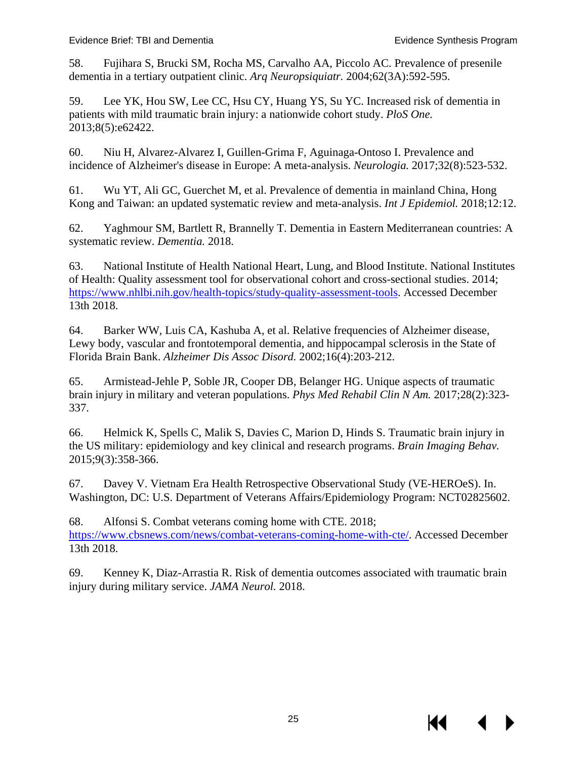58. Fujihara S, Brucki SM, Rocha MS, Carvalho AA, Piccolo AC. Prevalence of presenile dementia in a tertiary outpatient clinic. *Arq Neuropsiquiatr.* 2004;62(3A):592-595.

59. Lee YK, Hou SW, Lee CC, Hsu CY, Huang YS, Su YC. Increased risk of dementia in patients with mild traumatic brain injury: a nationwide cohort study. *PloS One.* 2013;8(5):e62422.

60. Niu H, Alvarez-Alvarez I, Guillen-Grima F, Aguinaga-Ontoso I. Prevalence and incidence of Alzheimer's disease in Europe: A meta-analysis. *Neurologia.* 2017;32(8):523-532.

61. Wu YT, Ali GC, Guerchet M, et al. Prevalence of dementia in mainland China, Hong Kong and Taiwan: an updated systematic review and meta-analysis. *Int J Epidemiol.* 2018;12:12.

62. Yaghmour SM, Bartlett R, Brannelly T. Dementia in Eastern Mediterranean countries: A systematic review. *Dementia.* 2018.

63. National Institute of Health National Heart, Lung, and Blood Institute. National Institutes of Health: Quality assessment tool for observational cohort and cross-sectional studies. 2014; https://www.nhlbi.nih.gov/health-topics/study-quality-assessment-tools. Accessed December 13th 2018.

64. Barker WW, Luis CA, Kashuba A, et al. Relative frequencies of Alzheimer disease, Lewy body, vascular and frontotemporal dementia, and hippocampal sclerosis in the State of Florida Brain Bank. *Alzheimer Dis Assoc Disord.* 2002;16(4):203-212.

65. Armistead-Jehle P, Soble JR, Cooper DB, Belanger HG. Unique aspects of traumatic brain injury in military and veteran populations. *Phys Med Rehabil Clin N Am.* 2017;28(2):323-337.

66. Helmick K, Spells C, Malik S, Davies C, Marion D, Hinds S. Traumatic brain injury in the US military: epidemiology and key clinical and research programs. *Brain Imaging Behav.* 2015;9(3):358-366.

67. Davey V. Vietnam Era Health Retrospective Observational Study (VE-HEROeS). In. Washington, DC: U.S. Department of Veterans Affairs/Epidemiology Program: NCT02825602.

68. Alfonsi S. Combat veterans coming home with CTE. 2018; https://www.cbsnews.com/news/combat-veterans-coming-home-with-cte/. Accessed December 13th 2018.

69. Kenney K, Diaz-Arrastia R. Risk of dementia outcomes associated with traumatic brain injury during military service. *JAMA Neurol.* 2018.